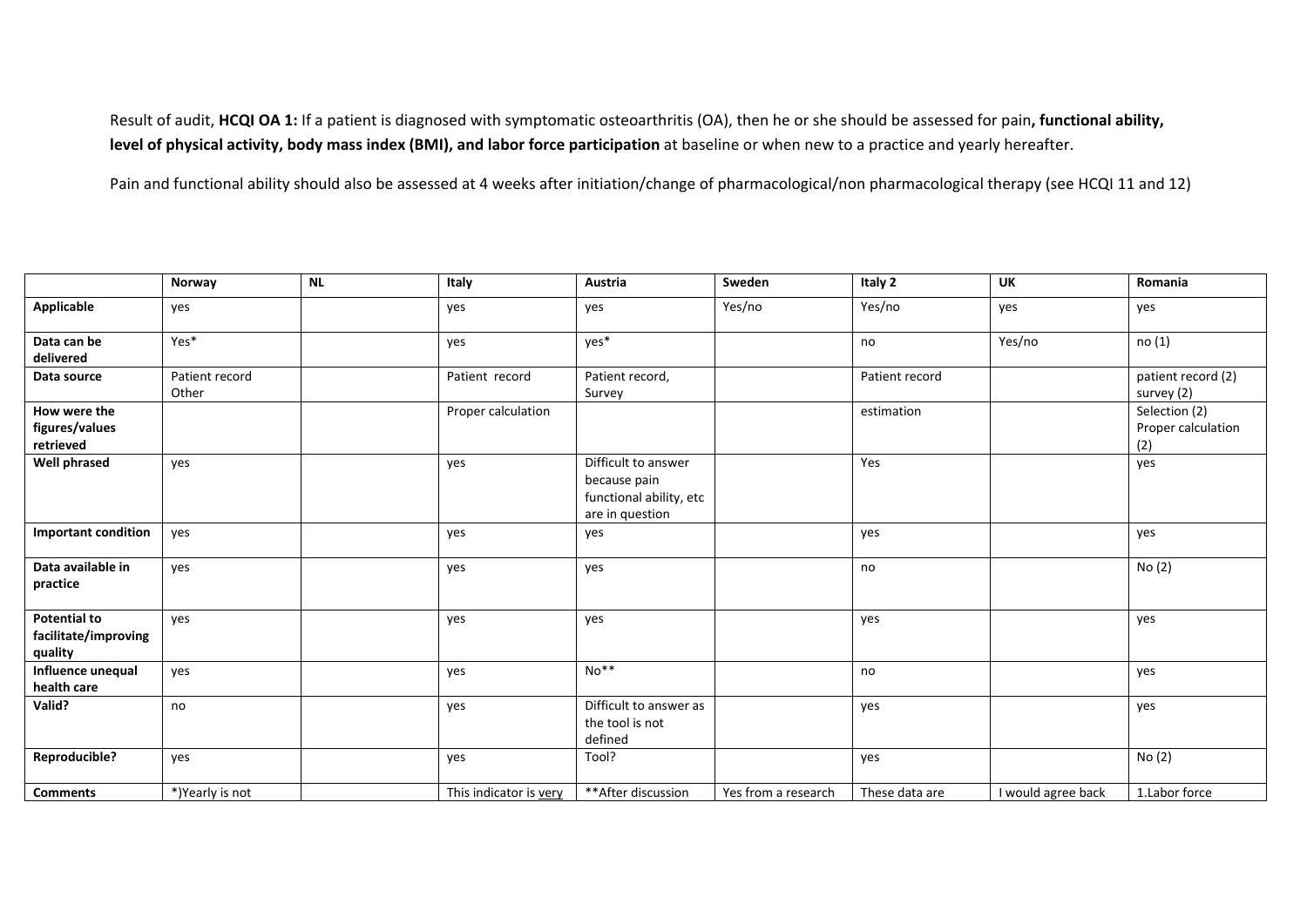Result of audit, **HCQI OA 1:** If a patient is diagnosed with symptomatic osteoarthritis (OA), then he or she should be assessed for pain**, functional ability, level of physical activity, body mass index (BMI), and labor force participation** at baseline or when new to a practice and yearly hereafter.

Pain and functional ability should also be assessed at 4 weeks after initiation/change of pharmacological/non pharmacological therapy (see HCQI 11 and 12)

| | **Norway** | **NL** | **Italy** | **Austria** | **Sweden** | **Italy 2** | **UK** | **Romania** |
|---|---|---|---|---|---|---|---|---|
| **Applicable** | yes | | yes | yes | Yes/no | Yes/no | yes | yes |
| **Data can be delivered** | Yes* | | yes | yes* | | no | Yes/no | no (1) |
| **Data source** | Patient record Other | | Patient record | Patient record, Survey | | Patient record | | patient record (2) survey (2) |
| **How were the figures/values retrieved** | | | Proper calculation | | | estimation | | Selection (2) Proper calculation (2) |
| **Well phrased** | yes | | yes | Difficult to answer because pain functional ability, etc are in question | | Yes | | yes |
| **Important condition** | yes | | yes | yes | | yes | | yes |
| **Data available in practice** | yes | | yes | yes | | no | | No (2) |
| **Potential to facilitate/improving quality** | yes | | yes | yes | | yes | | yes |
| **Influence unequal health care** | yes | | yes | No** | | no | | yes |
| **Valid?** | no | | yes | Difficult to answer as the tool is not defined | | yes | | yes |
| **Reproducible?** | yes | | yes | Tool? | | yes | | No (2) |
| **Comments** | *)Yearly is not | | This indicator is very | **After discussion | Yes from a research | These data are | I would agree back | 1.Labor force |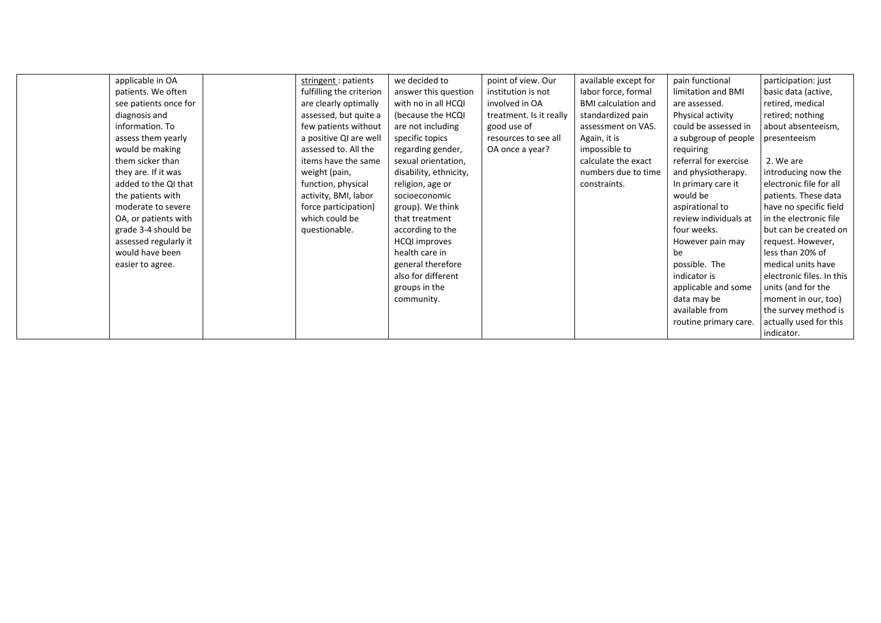| | | | | | | | | |
|---|---|---|---|---|---|---|---|---|
| | applicable in OA patients. We often see patients once for diagnosis and information. To assess them yearly would be making them sicker than they are. If it was added to the QI that the patients with moderate to severe OA, or patients with grade 3-4 should be assessed regularly it would have been easier to agree. | | stringent : patients fulfilling the criterion are clearly optimally assessed, but quite a few patients without a positive QI are well assessed to. All the items have the same weight (pain, function, physical activity, BMI, labor force participation) which could be questionable. | we decided to answer this question with no in all HCQI (because the HCQI are not including specific topics regarding gender, sexual orientation, disability, ethnicity, religion, age or socioeconomic group). We think that treatment according to the HCQI improves health care in general therefore also for different groups in the community. | point of view. Our institution is not involved in OA treatment. Is it really good use of resources to see all OA once a year? | available except for labor force, formal BMI calculation and standardized pain assessment on VAS. Again, it is impossible to calculate the exact numbers due to time constraints. | pain functional limitation and BMI are assessed. Physical activity could be assessed in a subgroup of people requiring referral for exercise and physiotherapy. In primary care it would be aspirational to review individuals at four weeks. However pain may be possible. The indicator is applicable and some data may be available from routine primary care. | participation: just basic data (active, retired, medical retired; nothing about absenteeism, presenteeism<br><br>2. We are introducing now the electronic file for all patients. These data have no specific field in the electronic file but can be created on request. However, less than 20% of medical units have electronic files. In this units (and for the moment in our, too) the survey method is actually used for this indicator. |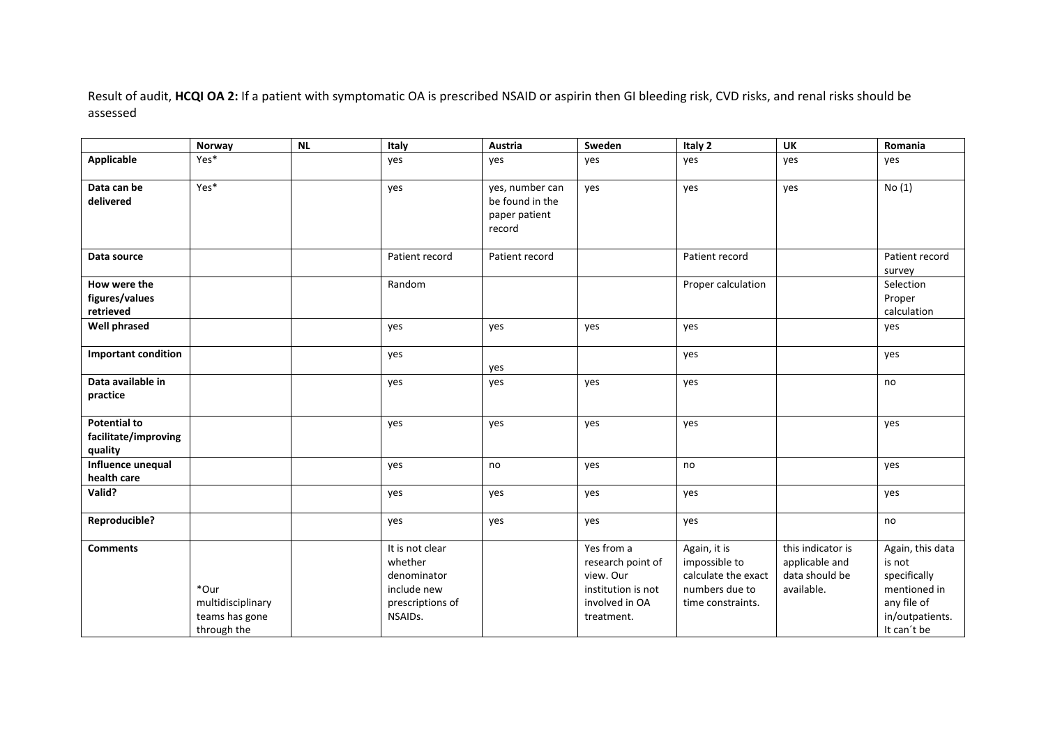Result of audit, **HCQI OA 2:** If a patient with symptomatic OA is prescribed NSAID or aspirin then GI bleeding risk, CVD risks, and renal risks should be assessed

| | Norway | NL | Italy | Austria | Sweden | Italy 2 | UK | Romania |
|---|---|---|---|---|---|---|---|---|
| **Applicable** | Yes* | | yes | yes | yes | yes | yes | yes |
| **Data can be delivered** | Yes* | | yes | yes, number can be found in the paper patient record | yes | yes | yes | No (1) |
| **Data source** | | | Patient record | Patient record | | Patient record | | Patient record survey |
| **How were the figures/values retrieved** | | | Random | | | Proper calculation | | Selection Proper calculation |
| **Well phrased** | | | yes | yes | yes | yes | | yes |
| **Important condition** | | | yes | yes | | yes | | yes |
| **Data available in practice** | | | yes | yes | yes | yes | | no |
| **Potential to facilitate/improving quality** | | | yes | yes | yes | yes | | yes |
| **Influence unequal health care** | | | yes | no | yes | no | | yes |
| **Valid?** | | | yes | yes | yes | yes | | yes |
| **Reproducible?** | | | yes | yes | yes | yes | | no |
| **Comments** | *Our multidisciplinary teams has gone through the | | It is not clear whether denominator include new prescriptions of NSAIDs. | | Yes from a research point of view. Our institution is not involved in OA treatment. | Again, it is impossible to calculate the exact numbers due to time constraints. | this indicator is applicable and data should be available. | Again, this data is not specifically mentioned in any file of in/outpatients. It can´t be |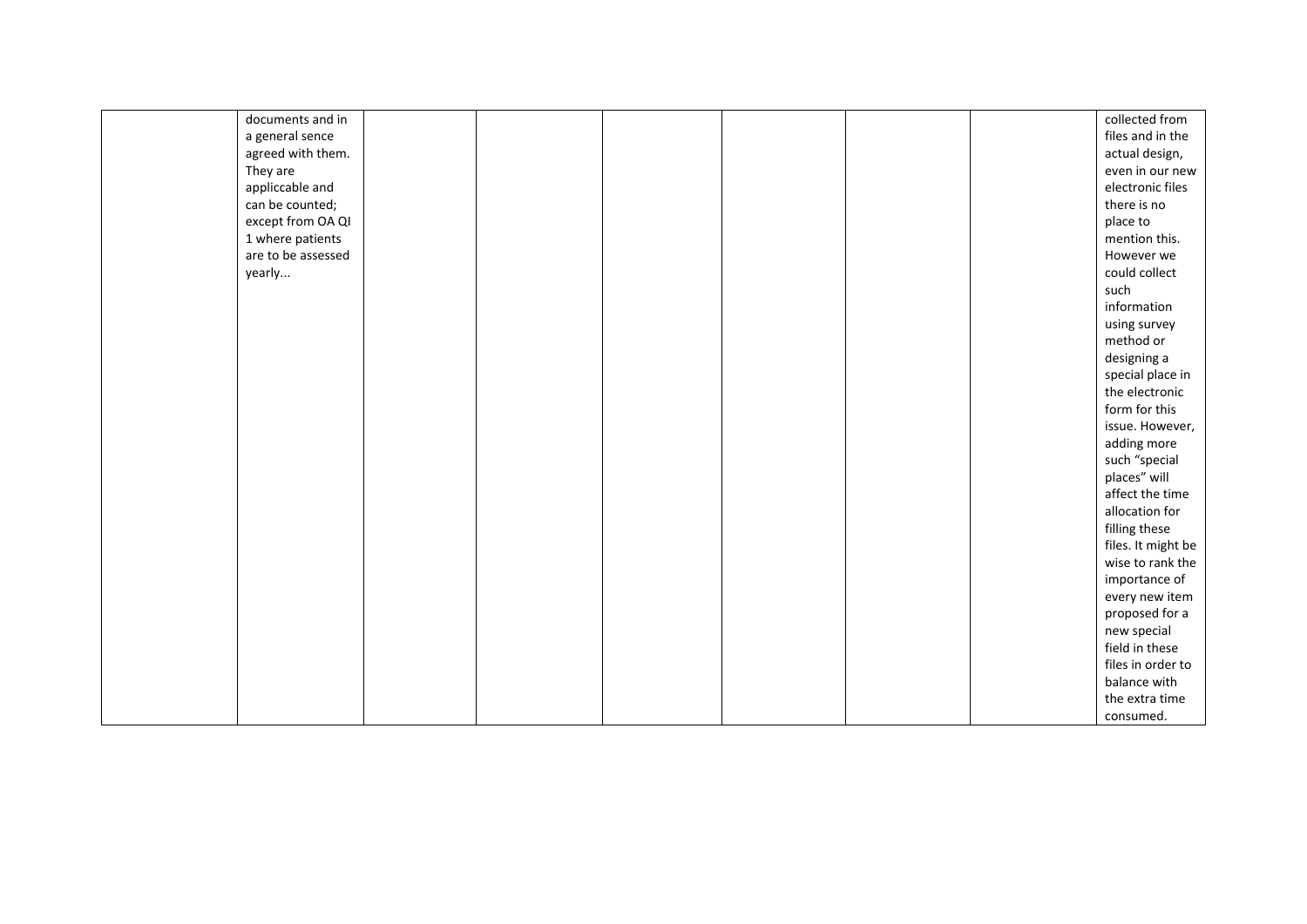| | | | | | | | | |
|---|---|---|---|---|---|---|---|---|
| | documents and in a general sence agreed with them. They are appliccable and can be counted; except from OA QI 1 where patients are to be assessed yearly... | | | | | | | collected from files and in the actual design, even in our new electronic files there is no place to mention this. However we could collect such information using survey method or designing a special place in the electronic form for this issue. However, adding more such "special places" will affect the time allocation for filling these files. It might be wise to rank the importance of every new item proposed for a new special field in these files in order to balance with the extra time consumed. |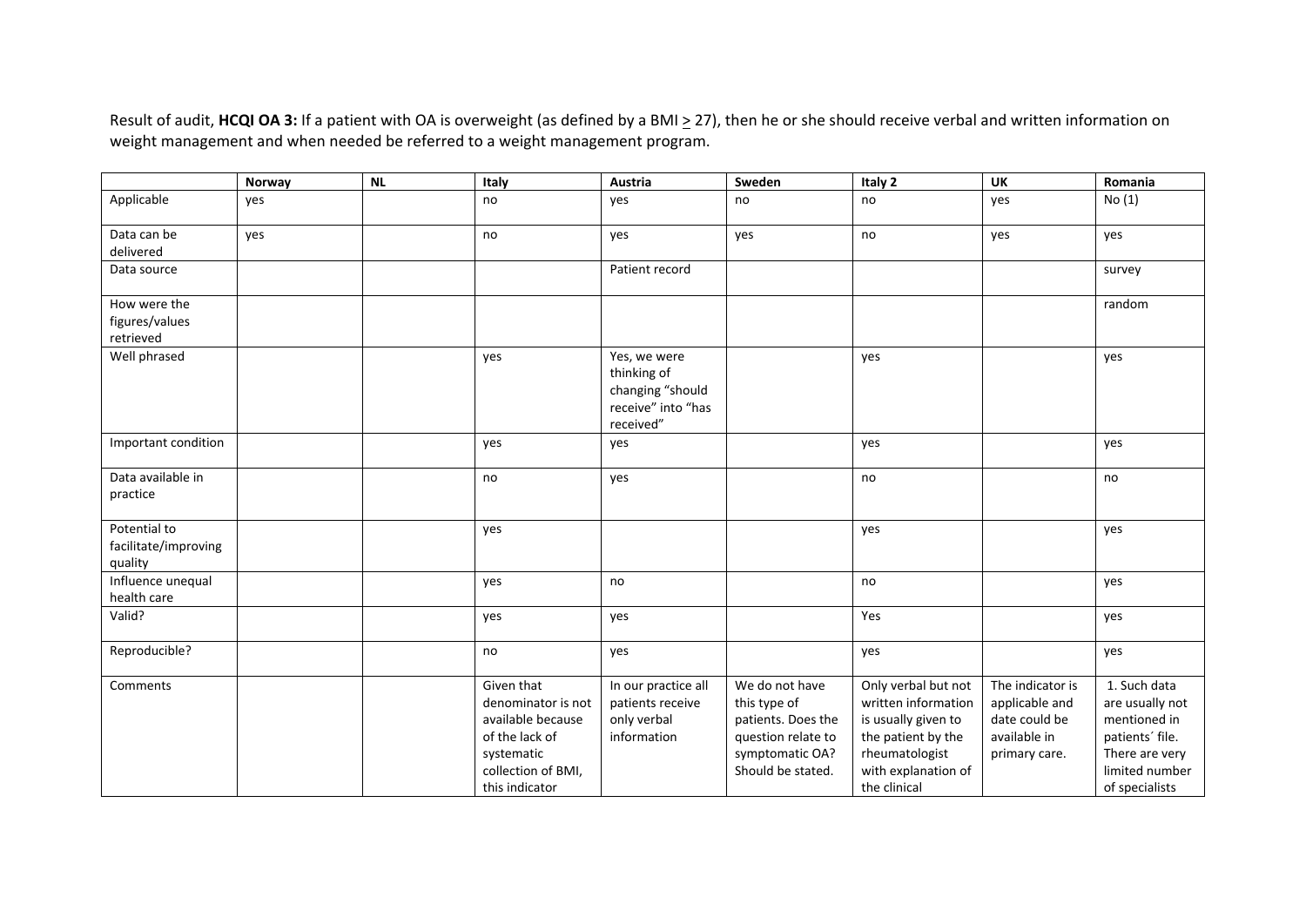Result of audit, **HCQI OA 3:** If a patient with OA is overweight (as defined by a BMI ≥ 27), then he or she should receive verbal and written information on weight management and when needed be referred to a weight management program.

| | Norway | NL | Italy | Austria | Sweden | Italy 2 | UK | Romania |
|---|---|---|---|---|---|---|---|---|
| Applicable | yes | | no | yes | no | no | yes | No (1) |
| Data can be delivered | yes | | no | yes | yes | no | yes | yes |
| Data source | | | | Patient record | | | | survey |
| How were the figures/values retrieved | | | | | | | | random |
| Well phrased | | | yes | Yes, we were thinking of changing "should receive" into "has received" | | yes | | yes |
| Important condition | | | yes | yes | | yes | | yes |
| Data available in practice | | | no | yes | | no | | no |
| Potential to facilitate/improving quality | | | yes | | | yes | | yes |
| Influence unequal health care | | | yes | no | | no | | yes |
| Valid? | | | yes | yes | | Yes | | yes |
| Reproducible? | | | no | yes | | yes | | yes |
| Comments | | | Given that denominator is not available because of the lack of systematic collection of BMI, this indicator | In our practice all patients receive only verbal information | We do not have this type of patients. Does the question relate to symptomatic OA? Should be stated. | Only verbal but not written information is usually given to the patient by the rheumatologist with explanation of the clinical | The indicator is applicable and date could be available in primary care. | 1. Such data are usually not mentioned in patients´ file. There are very limited number of specialists |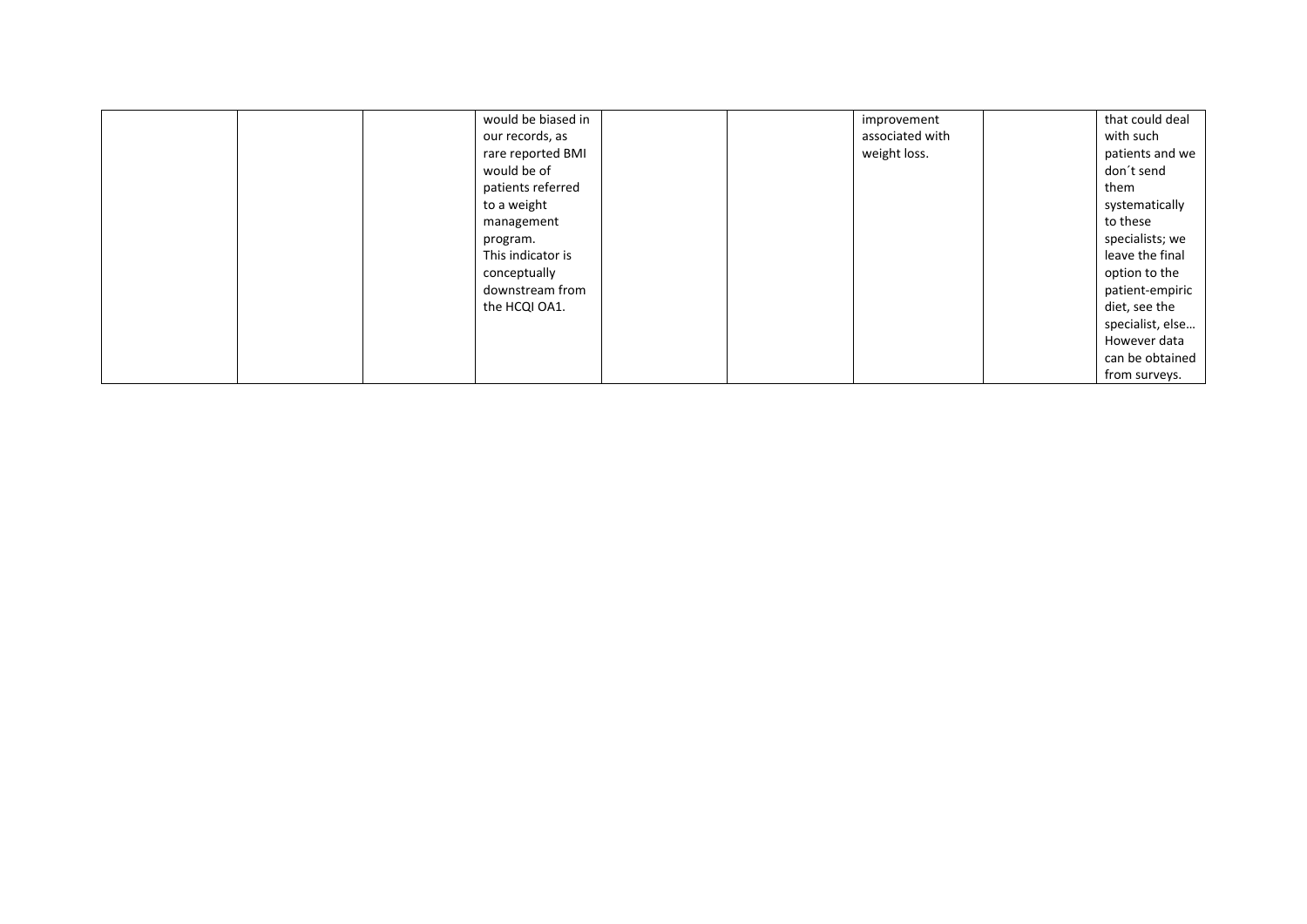| | | | | | | | | |
|---|---|---|---|---|---|---|---|---|
| | | | would be biased in our records, as rare reported BMI would be of patients referred to a weight management program. This indicator is conceptually downstream from the HCQI OA1. | | | improvement associated with weight loss. | | that could deal with such patients and we don´t send them systematically to these specialists; we leave the final option to the patient-empiric diet, see the specialist, else… However data can be obtained from surveys. |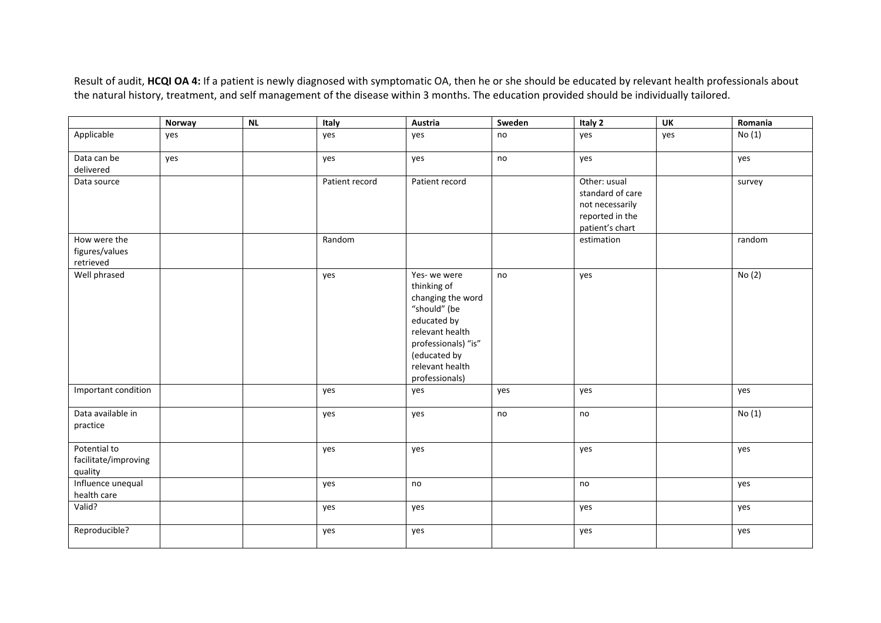Result of audit, **HCQI OA 4:** If a patient is newly diagnosed with symptomatic OA, then he or she should be educated by relevant health professionals about the natural history, treatment, and self management of the disease within 3 months. The education provided should be individually tailored.

| | Norway | NL | Italy | Austria | Sweden | Italy 2 | UK | Romania |
|---|---|---|---|---|---|---|---|---|
| Applicable | yes | | yes | yes | no | yes | yes | No (1) |
| Data can be delivered | yes | | yes | yes | no | yes | | yes |
| Data source | | | Patient record | Patient record | | Other: usual standard of care not necessarily reported in the patient's chart | | survey |
| How were the figures/values retrieved | | | Random | | | estimation | | random |
| Well phrased | | | yes | Yes- we were thinking of changing the word "should" (be educated by relevant health professionals) "is" (educated by relevant health professionals) | no | yes | | No (2) |
| Important condition | | | yes | yes | yes | yes | | yes |
| Data available in practice | | | yes | yes | no | no | | No (1) |
| Potential to facilitate/improving quality | | | yes | yes | | yes | | yes |
| Influence unequal health care | | | yes | no | | no | | yes |
| Valid? | | | yes | yes | | yes | | yes |
| Reproducible? | | | yes | yes | | yes | | yes |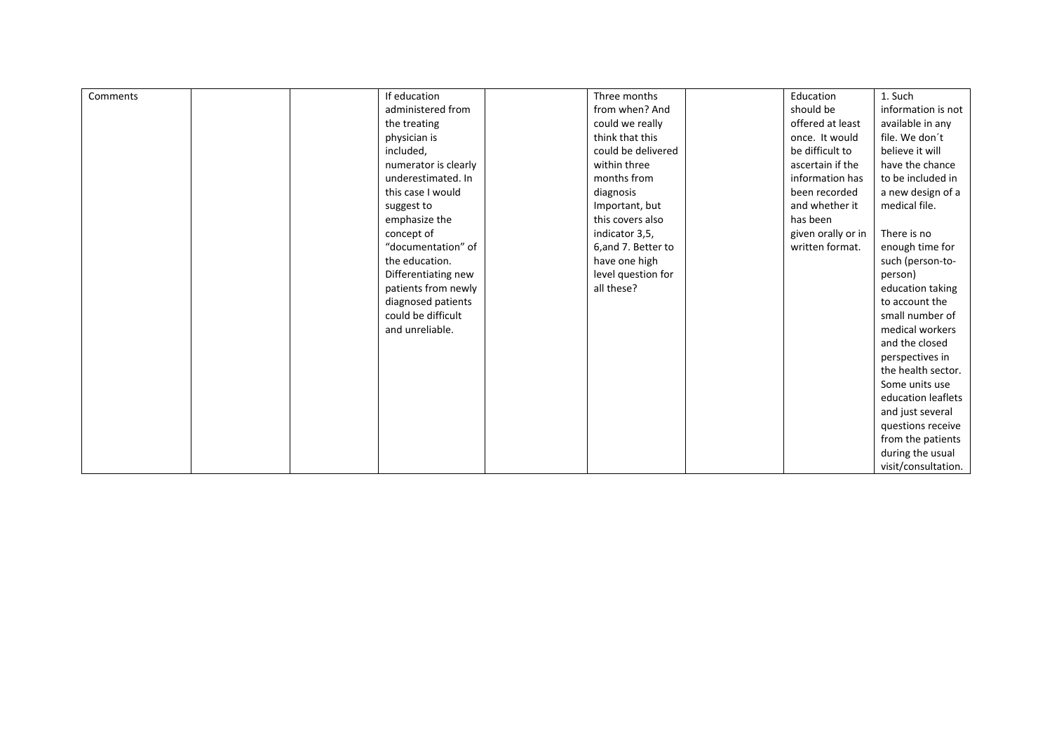| Comments | | | If education administered from the treating physician is included, numerator is clearly underestimated. In this case I would suggest to emphasize the concept of “documentation” of the education. Differentiating new patients from newly diagnosed patients could be difficult and unreliable. | | Three months from when? And could we really think that this could be delivered within three months from diagnosis Important, but this covers also indicator 3,5, 6,and 7. Better to have one high level question for all these? | | Education should be offered at least once. It would be difficult to ascertain if the information has been recorded and whether it has been given orally or in written format. | 1. Such information is not available in any file. We don´t believe it will have the chance to be included in a new design of a medical file.<br><br>There is no enough time for such (person-to-person) education taking to account the small number of medical workers and the closed perspectives in the health sector. Some units use education leaflets and just several questions receive from the patients during the usual visit/consultation. |
|---|---|---|---|---|---|---|---|---|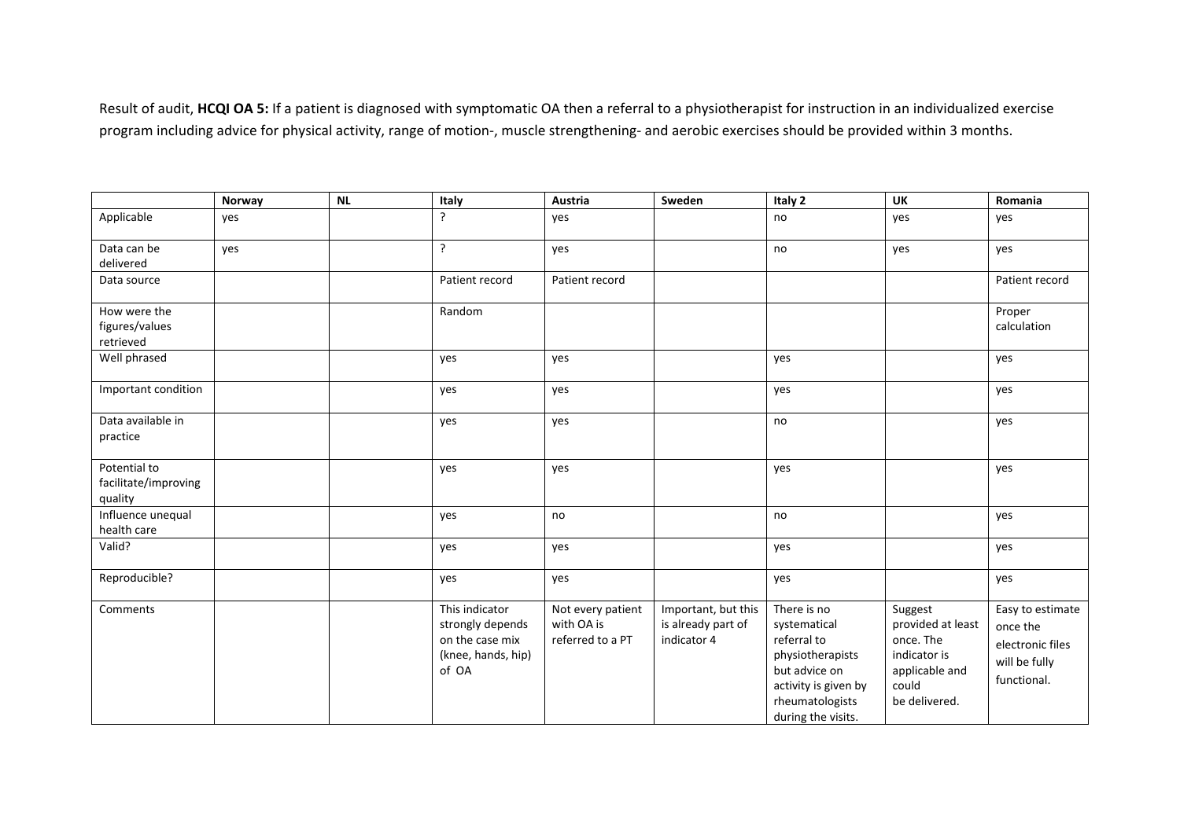Result of audit, **HCQI OA 5:** If a patient is diagnosed with symptomatic OA then a referral to a physiotherapist for instruction in an individualized exercise program including advice for physical activity, range of motion-, muscle strengthening- and aerobic exercises should be provided within 3 months.

| | Norway | NL | Italy | Austria | Sweden | Italy 2 | UK | Romania |
|---|---|---|---|---|---|---|---|---|
| Applicable | yes | | ? | yes | | no | yes | yes |
| Data can be delivered | yes | | ? | yes | | no | yes | yes |
| Data source | | | Patient record | Patient record | | | | Patient record |
| How were the figures/values retrieved | | | Random | | | | | Proper calculation |
| Well phrased | | | yes | yes | | yes | | yes |
| Important condition | | | yes | yes | | yes | | yes |
| Data available in practice | | | yes | yes | | no | | yes |
| Potential to facilitate/improving quality | | | yes | yes | | yes | | yes |
| Influence unequal health care | | | yes | no | | no | | yes |
| Valid? | | | yes | yes | | yes | | yes |
| Reproducible? | | | yes | yes | | yes | | yes |
| Comments | | | This indicator strongly depends on the case mix (knee, hands, hip) of OA | Not every patient with OA is referred to a PT | Important, but this is already part of indicator 4 | There is no systematical referral to physiotherapists but advice on activity is given by rheumatologists during the visits. | Suggest provided at least once. The indicator is applicable and could be delivered. | Easy to estimate once the electronic files will be fully functional. |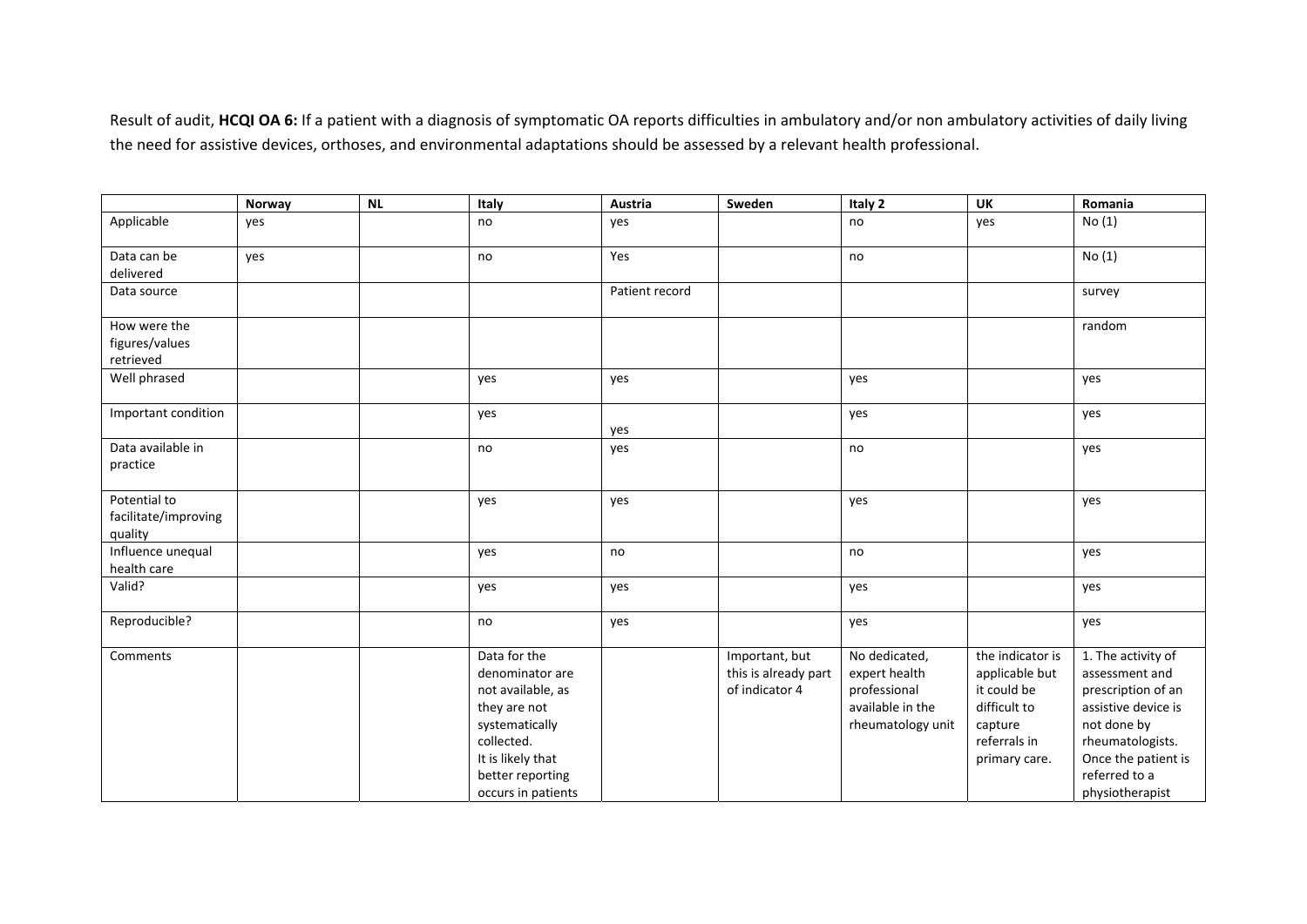Result of audit, **HCQI OA 6:** If a patient with a diagnosis of symptomatic OA reports difficulties in ambulatory and/or non ambulatory activities of daily living the need for assistive devices, orthoses, and environmental adaptations should be assessed by a relevant health professional.

| | Norway | NL | Italy | Austria | Sweden | Italy 2 | UK | Romania |
|---|---|---|---|---|---|---|---|---|
| Applicable | yes | | no | yes | | no | yes | No (1) |
| Data can be delivered | yes | | no | Yes | | no | | No (1) |
| Data source | | | | Patient record | | | | survey |
| How were the figures/values retrieved | | | | | | | | random |
| Well phrased | | | yes | yes | | yes | | yes |
| Important condition | | | yes | yes | | yes | | yes |
| Data available in practice | | | no | yes | | no | | yes |
| Potential to facilitate/improving quality | | | yes | yes | | yes | | yes |
| Influence unequal health care | | | yes | no | | no | | yes |
| Valid? | | | yes | yes | | yes | | yes |
| Reproducible? | | | no | yes | | yes | | yes |
| Comments | | | Data for the denominator are not available, as they are not systematically collected. It is likely that better reporting occurs in patients | | Important, but this is already part of indicator 4 | No dedicated, expert health professional available in the rheumatology unit | the indicator is applicable but it could be difficult to capture referrals in primary care. | 1. The activity of assessment and prescription of an assistive device is not done by rheumatologists. Once the patient is referred to a physiotherapist |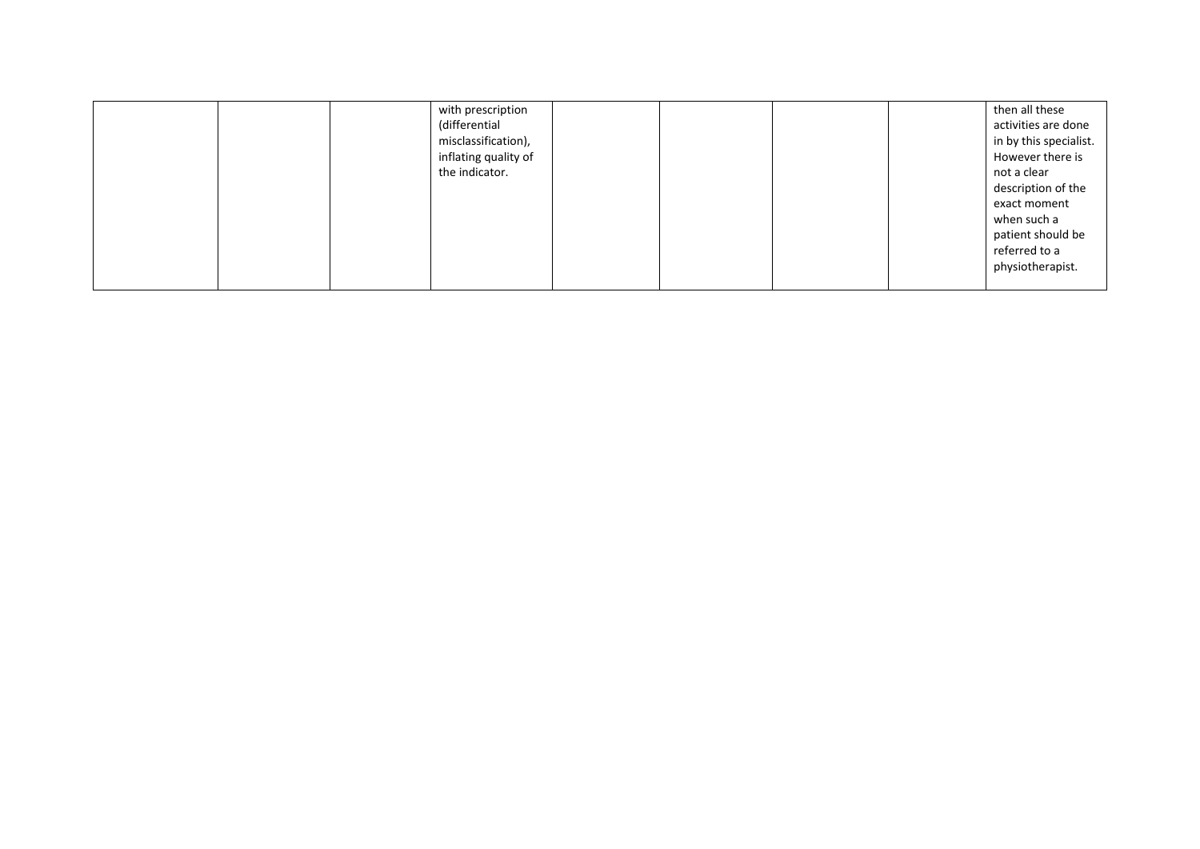|  |  |  |  |  |  |  |  |  |
|---|---|---|---|---|---|---|---|---|
|  |  |  | with prescription (differential misclassification), inflating quality of the indicator. |  |  |  |  | then all these activities are done in by this specialist. However there is not a clear description of the exact moment when such a patient should be referred to a physiotherapist. |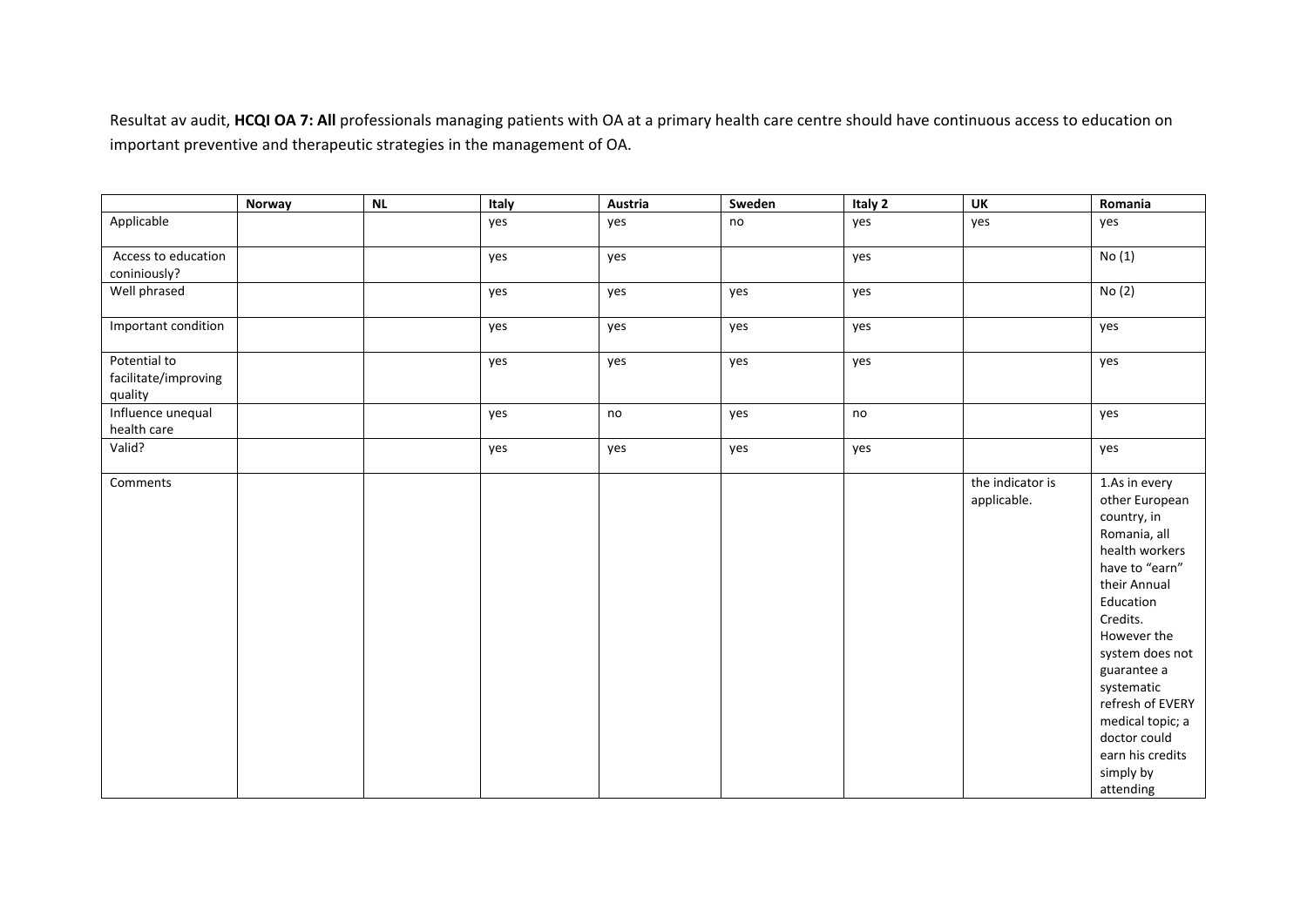Resultat av audit, **HCQI OA 7: All** professionals managing patients with OA at a primary health care centre should have continuous access to education on important preventive and therapeutic strategies in the management of OA.

| | Norway | NL | Italy | Austria | Sweden | Italy 2 | UK | Romania |
|---|---|---|---|---|---|---|---|---|
| Applicable | | | yes | yes | no | yes | yes | yes |
| Access to education coniniously? | | | yes | yes | | yes | | No (1) |
| Well phrased | | | yes | yes | yes | yes | | No (2) |
| Important condition | | | yes | yes | yes | yes | | yes |
| Potential to facilitate/improving quality | | | yes | yes | yes | yes | | yes |
| Influence unequal health care | | | yes | no | yes | no | | yes |
| Valid? | | | yes | yes | yes | yes | | yes |
| Comments | | | | | | | the indicator is applicable. | 1.As in every other European country, in Romania, all health workers have to "earn" their Annual Education Credits. However the system does not guarantee a systematic refresh of EVERY medical topic; a doctor could earn his credits simply by attending |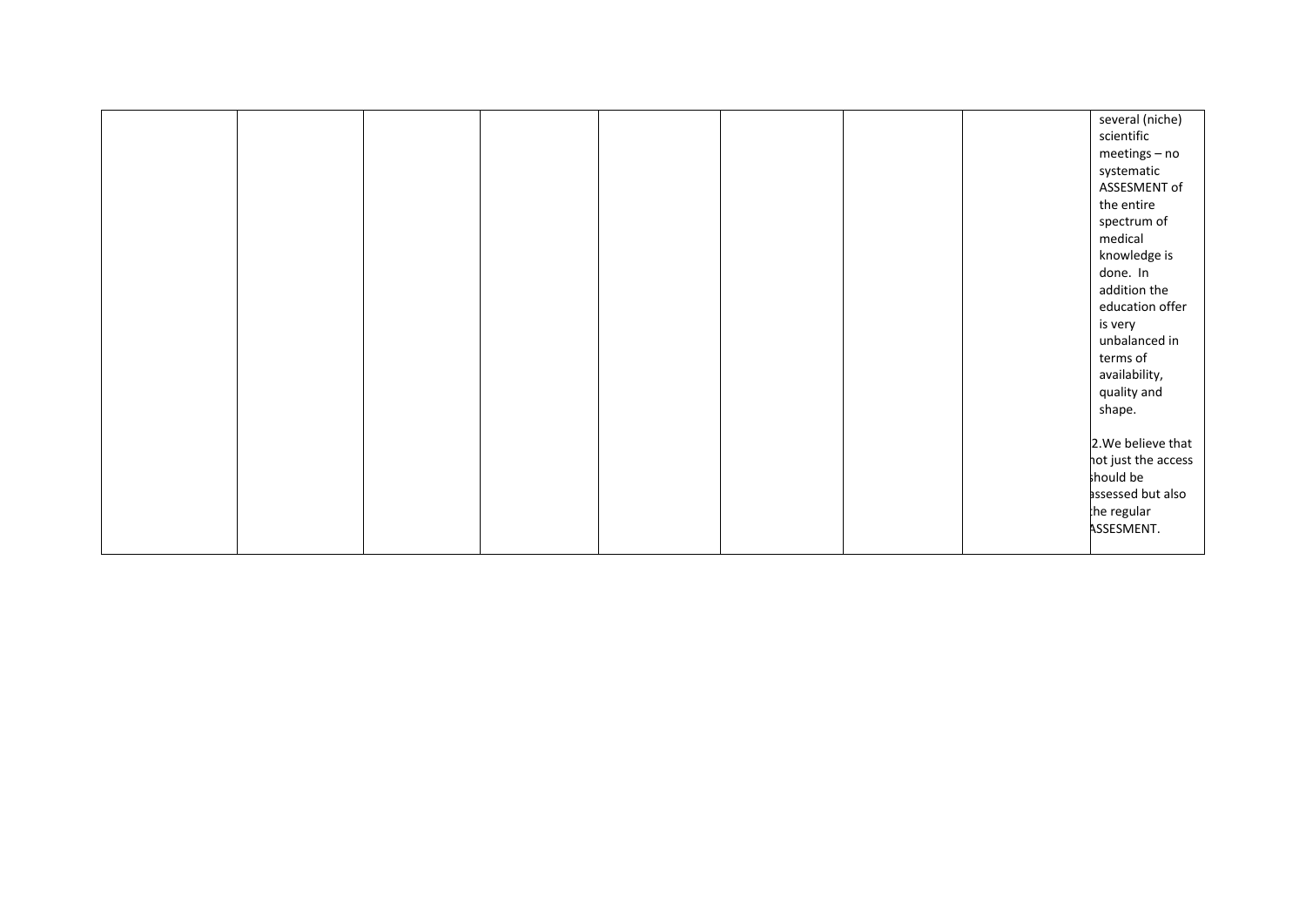| | | | | | | | | |
|---|---|---|---|---|---|---|---|---|
| | | | | | | | | several (niche) scientific meetings – no systematic ASSESMENT of the entire spectrum of medical knowledge is done. In addition the education offer is very unbalanced in terms of availability, quality and shape.<br><br>2.We believe that not just the access should be assessed but also the regular ASSESMENT. |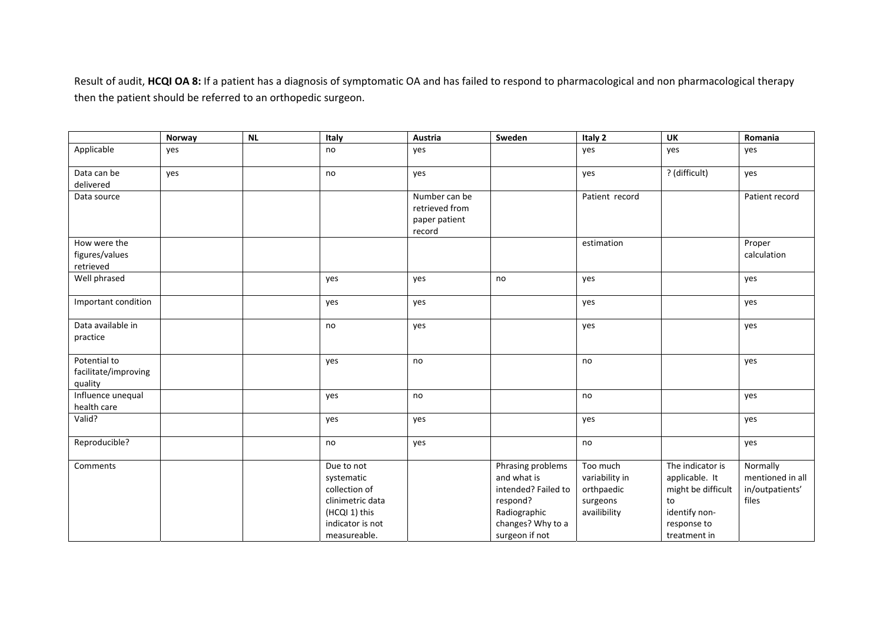Result of audit, **HCQI OA 8:** If a patient has a diagnosis of symptomatic OA and has failed to respond to pharmacological and non pharmacological therapy then the patient should be referred to an orthopedic surgeon.

| | **Norway** | **NL** | **Italy** | **Austria** | **Sweden** | **Italy 2** | **UK** | **Romania** |
|---|---|---|---|---|---|---|---|---|
| Applicable | yes | | no | yes | | yes | yes | yes |
| Data can be delivered | yes | | no | yes | | yes | ? (difficult) | yes |
| Data source | | | | Number can be retrieved from paper patient record | | Patient record | | Patient record |
| How were the figures/values retrieved | | | | | | estimation | | Proper calculation |
| Well phrased | | | yes | yes | no | yes | | yes |
| Important condition | | | yes | yes | | yes | | yes |
| Data available in practice | | | no | yes | | yes | | yes |
| Potential to facilitate/improving quality | | | yes | no | | no | | yes |
| Influence unequal health care | | | yes | no | | no | | yes |
| Valid? | | | yes | yes | | yes | | yes |
| Reproducible? | | | no | yes | | no | | yes |
| Comments | | | Due to not systematic collection of clinimetric data (HCQI 1) this indicator is not measureable. | | Phrasing problems and what is intended? Failed to respond? Radiographic changes? Why to a surgeon if not | Too much variability in orthpaedic surgeons availibility | The indicator is applicable. It might be difficult to identify non-response to treatment in | Normally mentioned in all in/outpatients' files |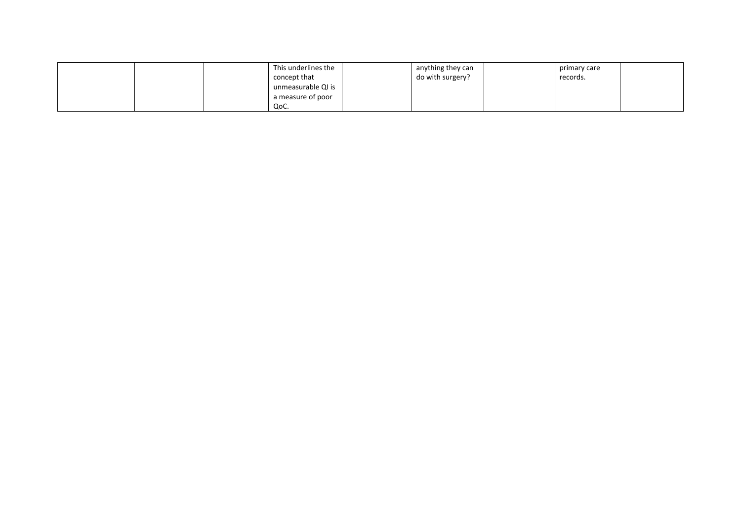| | | | | | | | | |
|---|---|---|---|---|---|---|---|---|
| | | | This underlines the concept that unmeasurable QI is a measure of poor QoC. | | anything they can do with surgery? | | primary care records. | |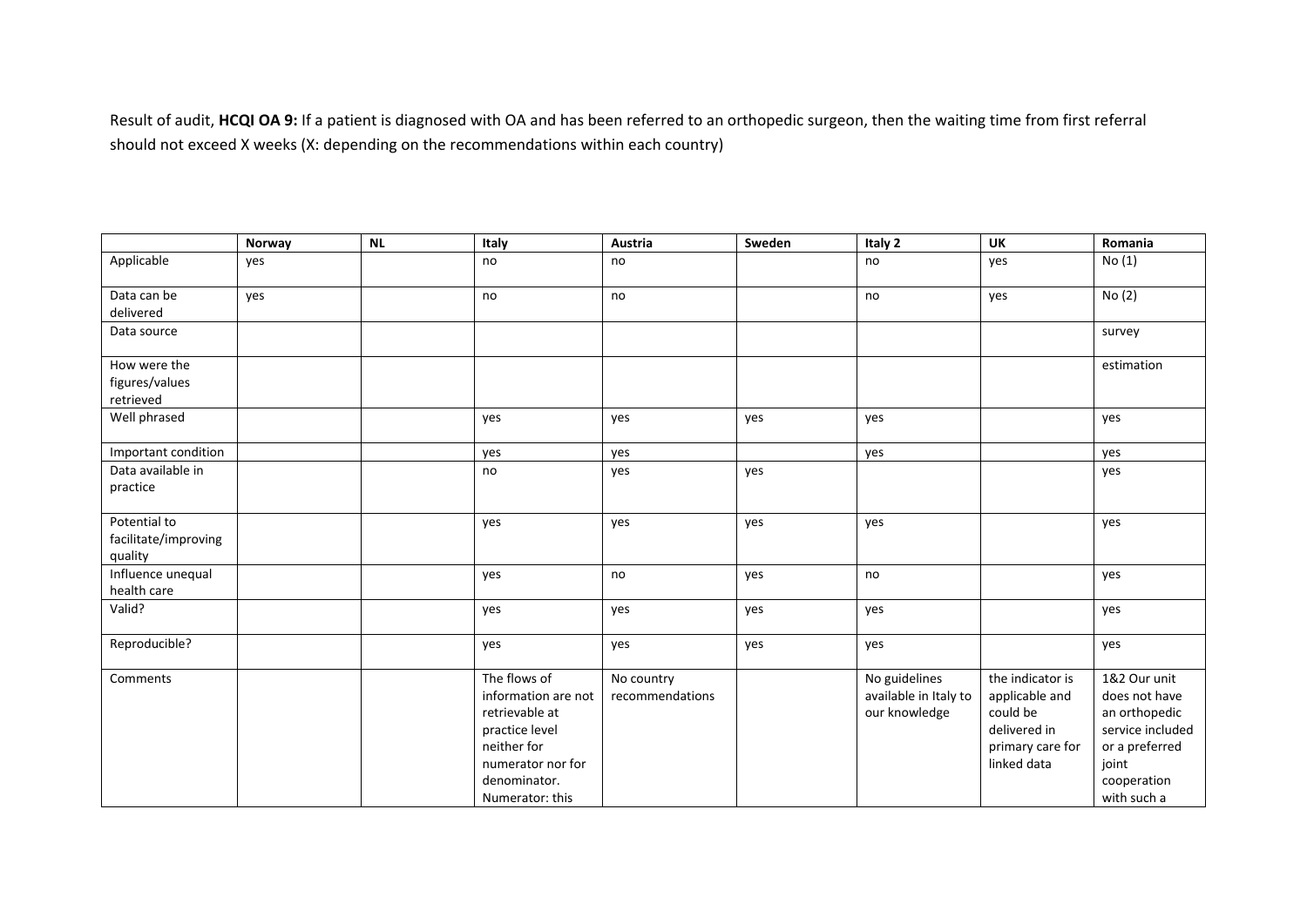Result of audit, **HCQI OA 9:** If a patient is diagnosed with OA and has been referred to an orthopedic surgeon, then the waiting time from first referral should not exceed X weeks (X: depending on the recommendations within each country)

| | Norway | NL | Italy | Austria | Sweden | Italy 2 | UK | Romania |
|---|---|---|---|---|---|---|---|---|
| Applicable | yes | | no | no | | no | yes | No (1) |
| Data can be delivered | yes | | no | no | | no | yes | No (2) |
| Data source | | | | | | | | survey |
| How were the figures/values retrieved | | | | | | | | estimation |
| Well phrased | | | yes | yes | yes | yes | | yes |
| Important condition | | | yes | yes | | yes | | yes |
| Data available in practice | | | no | yes | yes | | | yes |
| Potential to facilitate/improving quality | | | yes | yes | yes | yes | | yes |
| Influence unequal health care | | | yes | no | yes | no | | yes |
| Valid? | | | yes | yes | yes | yes | | yes |
| Reproducible? | | | yes | yes | yes | yes | | yes |
| Comments | | | The flows of information are not retrievable at practice level neither for numerator nor for denominator. Numerator: this | No country recommendations | | No guidelines available in Italy to our knowledge | the indicator is applicable and could be delivered in primary care for linked data | 1&2 Our unit does not have an orthopedic service included or a preferred joint cooperation with such a |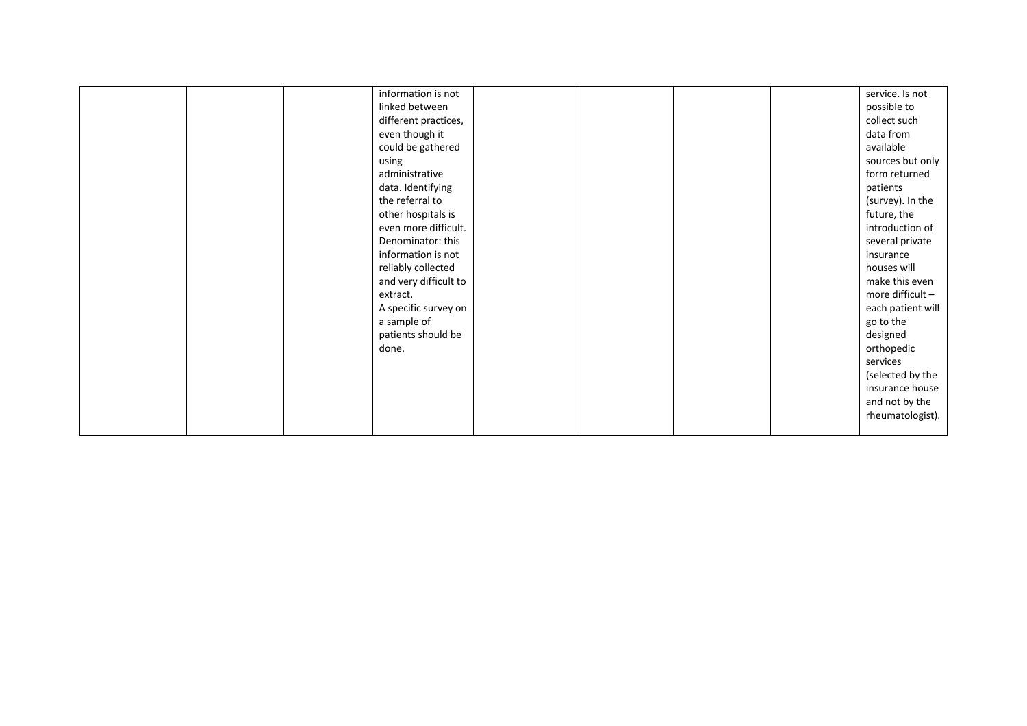| | | | | | | | | |
|---|---|---|---|---|---|---|---|---|
| | | | information is not linked between different practices, even though it could be gathered using administrative data. Identifying the referral to other hospitals is even more difficult. Denominator: this information is not reliably collected and very difficult to extract. A specific survey on a sample of patients should be done. | | | | | service. Is not possible to collect such data from available sources but only form returned patients (survey). In the future, the introduction of several private insurance houses will make this even more difficult – each patient will go to the designed orthopedic services (selected by the insurance house and not by the rheumatologist). |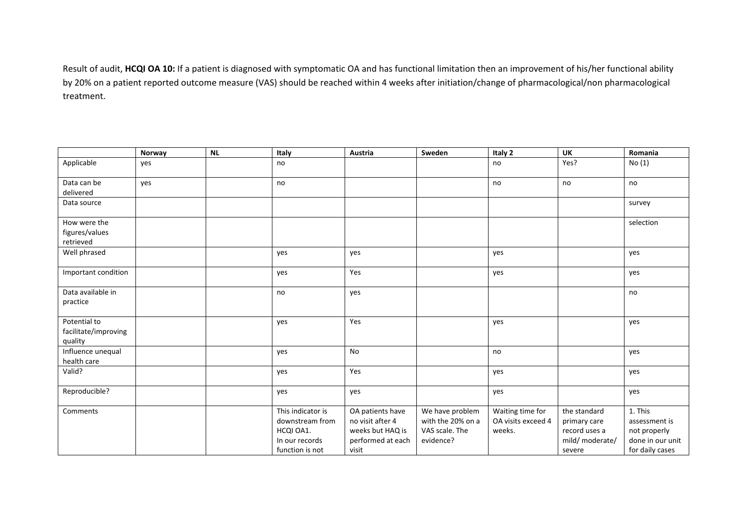Result of audit, **HCQI OA 10:** If a patient is diagnosed with symptomatic OA and has functional limitation then an improvement of his/her functional ability by 20% on a patient reported outcome measure (VAS) should be reached within 4 weeks after initiation/change of pharmacological/non pharmacological treatment.

| | Norway | NL | Italy | Austria | Sweden | Italy 2 | UK | Romania |
|---|---|---|---|---|---|---|---|---|
| Applicable | yes | | no | | | no | Yes? | No (1) |
| Data can be delivered | yes | | no | | | no | no | no |
| Data source | | | | | | | | survey |
| How were the figures/values retrieved | | | | | | | | selection |
| Well phrased | | | yes | yes | | yes | | yes |
| Important condition | | | yes | Yes | | yes | | yes |
| Data available in practice | | | no | yes | | | | no |
| Potential to facilitate/improving quality | | | yes | Yes | | yes | | yes |
| Influence unequal health care | | | yes | No | | no | | yes |
| Valid? | | | yes | Yes | | yes | | yes |
| Reproducible? | | | yes | yes | | yes | | yes |
| Comments | | | This indicator is downstream from HCQI OA1. In our records function is not | OA patients have no visit after 4 weeks but HAQ is performed at each visit | We have problem with the 20% on a VAS scale. The evidence? | Waiting time for OA visits exceed 4 weeks. | the standard primary care record uses a mild/ moderate/ severe | 1. This assessment is not properly done in our unit for daily cases |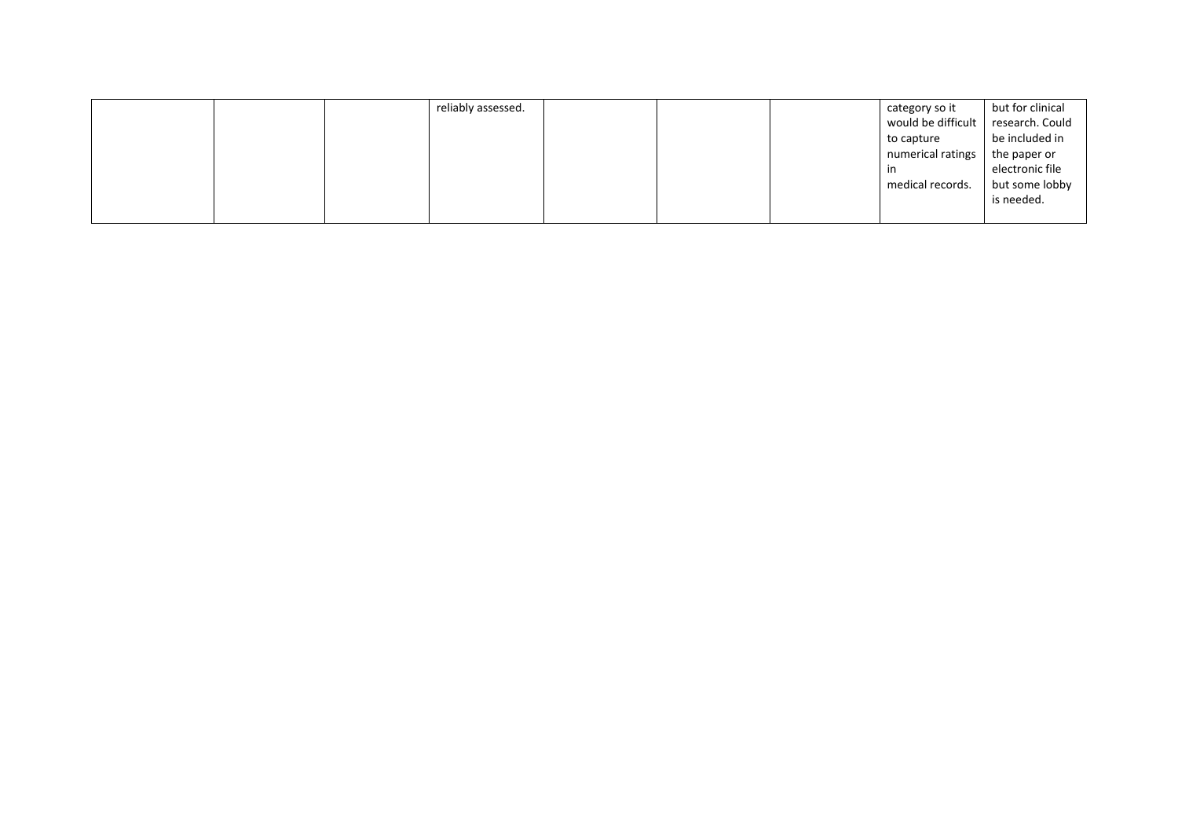| | | | | | | | | |
|---|---|---|---|---|---|---|---|---|
| | | | reliably assessed. | | | | category so it would be difficult to capture numerical ratings in medical records. | but for clinical research. Could be included in the paper or electronic file but some lobby is needed. |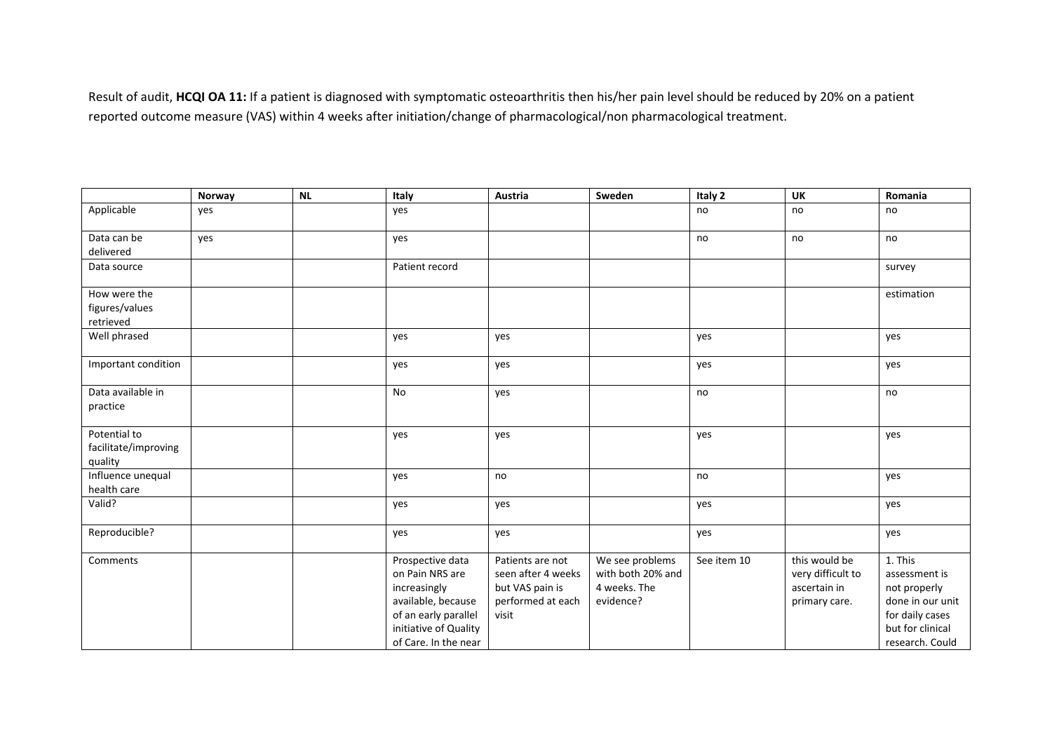Result of audit, **HCQI OA 11:** If a patient is diagnosed with symptomatic osteoarthritis then his/her pain level should be reduced by 20% on a patient reported outcome measure (VAS) within 4 weeks after initiation/change of pharmacological/non pharmacological treatment.

| | Norway | NL | Italy | Austria | Sweden | Italy 2 | UK | Romania |
|---|---|---|---|---|---|---|---|---|
| Applicable | yes | | yes | | | no | no | no |
| Data can be delivered | yes | | yes | | | no | no | no |
| Data source | | | Patient record | | | | | survey |
| How were the figures/values retrieved | | | | | | | | estimation |
| Well phrased | | | yes | yes | | yes | | yes |
| Important condition | | | yes | yes | | yes | | yes |
| Data available in practice | | | No | yes | | no | | no |
| Potential to facilitate/improving quality | | | yes | yes | | yes | | yes |
| Influence unequal health care | | | yes | no | | no | | yes |
| Valid? | | | yes | yes | | yes | | yes |
| Reproducible? | | | yes | yes | | yes | | yes |
| Comments | | | Prospective data on Pain NRS are increasingly available, because of an early parallel initiative of Quality of Care. In the near | Patients are not seen after 4 weeks but VAS pain is performed at each visit | We see problems with both 20% and 4 weeks. The evidence? | See item 10 | this would be very difficult to ascertain in primary care. | 1. This assessment is not properly done in our unit for daily cases but for clinical research. Could |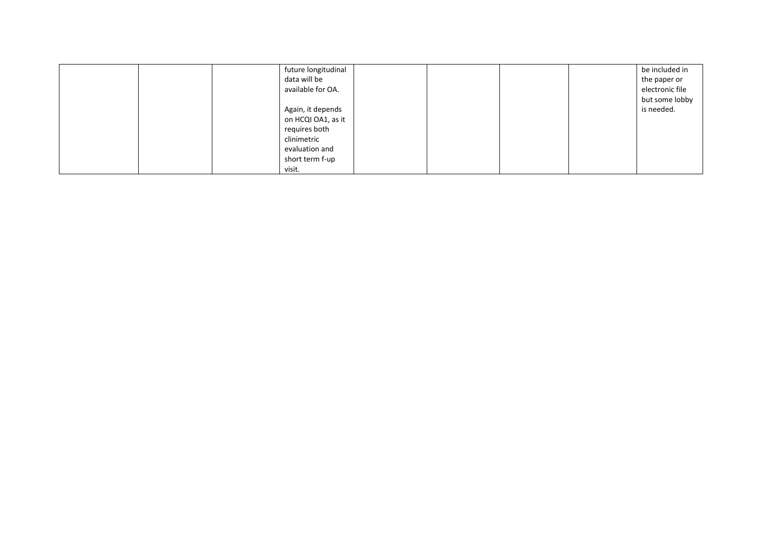| | | | | | | | | |
|---|---|---|---|---|---|---|---|---|
| | | | future longitudinal data will be available for OA.<br><br>Again, it depends on HCQI OA1, as it requires both clinimetric evaluation and short term f-up visit. | | | | | be included in the paper or electronic file but some lobby is needed. |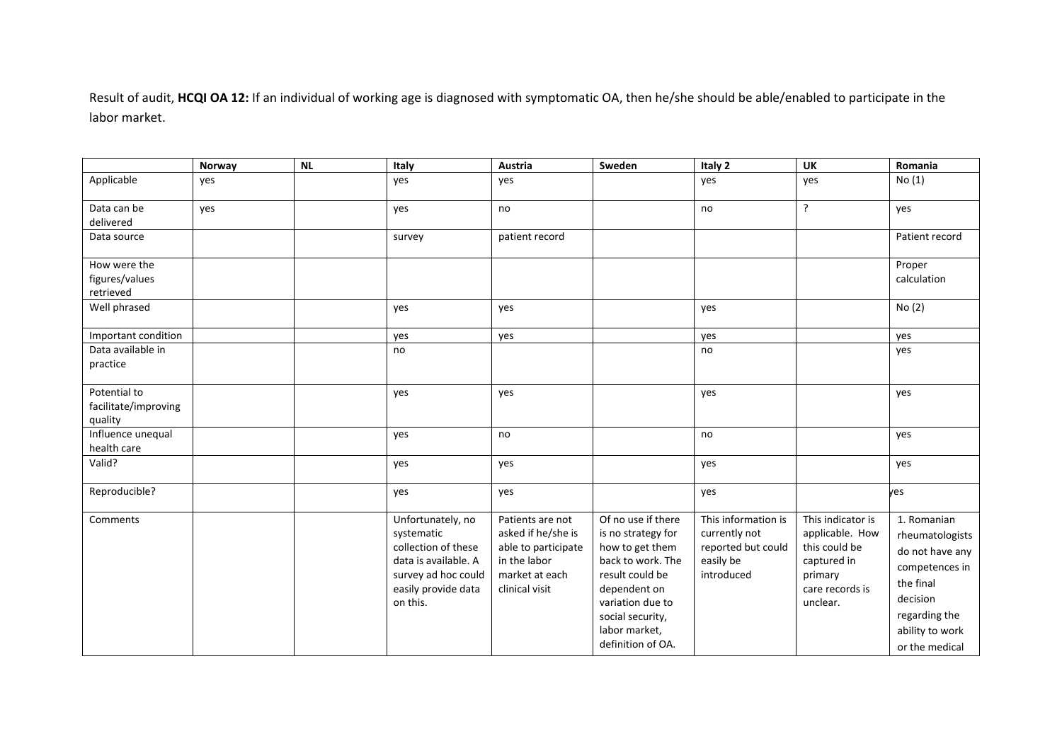Result of audit, **HCQI OA 12:** If an individual of working age is diagnosed with symptomatic OA, then he/she should be able/enabled to participate in the labor market.

| | Norway | NL | Italy | Austria | Sweden | Italy 2 | UK | Romania |
|---|---|---|---|---|---|---|---|---|
| Applicable | yes | | yes | yes | | yes | yes | No (1) |
| Data can be delivered | yes | | yes | no | | no | ? | yes |
| Data source | | | survey | patient record | | | | Patient record |
| How were the figures/values retrieved | | | | | | | | Proper calculation |
| Well phrased | | | yes | yes | | yes | | No (2) |
| Important condition | | | yes | yes | | yes | | yes |
| Data available in practice | | | no | | | no | | yes |
| Potential to facilitate/improving quality | | | yes | yes | | yes | | yes |
| Influence unequal health care | | | yes | no | | no | | yes |
| Valid? | | | yes | yes | | yes | | yes |
| Reproducible? | | | yes | yes | | yes | | yes |
| Comments | | | Unfortunately, no systematic collection of these data is available. A survey ad hoc could easily provide data on this. | Patients are not asked if he/she is able to participate in the labor market at each clinical visit | Of no use if there is no strategy for how to get them back to work. The result could be dependent on variation due to social security, labor market, definition of OA. | This information is currently not reported but could easily be introduced | This indicator is applicable. How this could be captured in primary care records is unclear. | 1. Romanian rheumatologists do not have any competences in the final decision regarding the ability to work or the medical |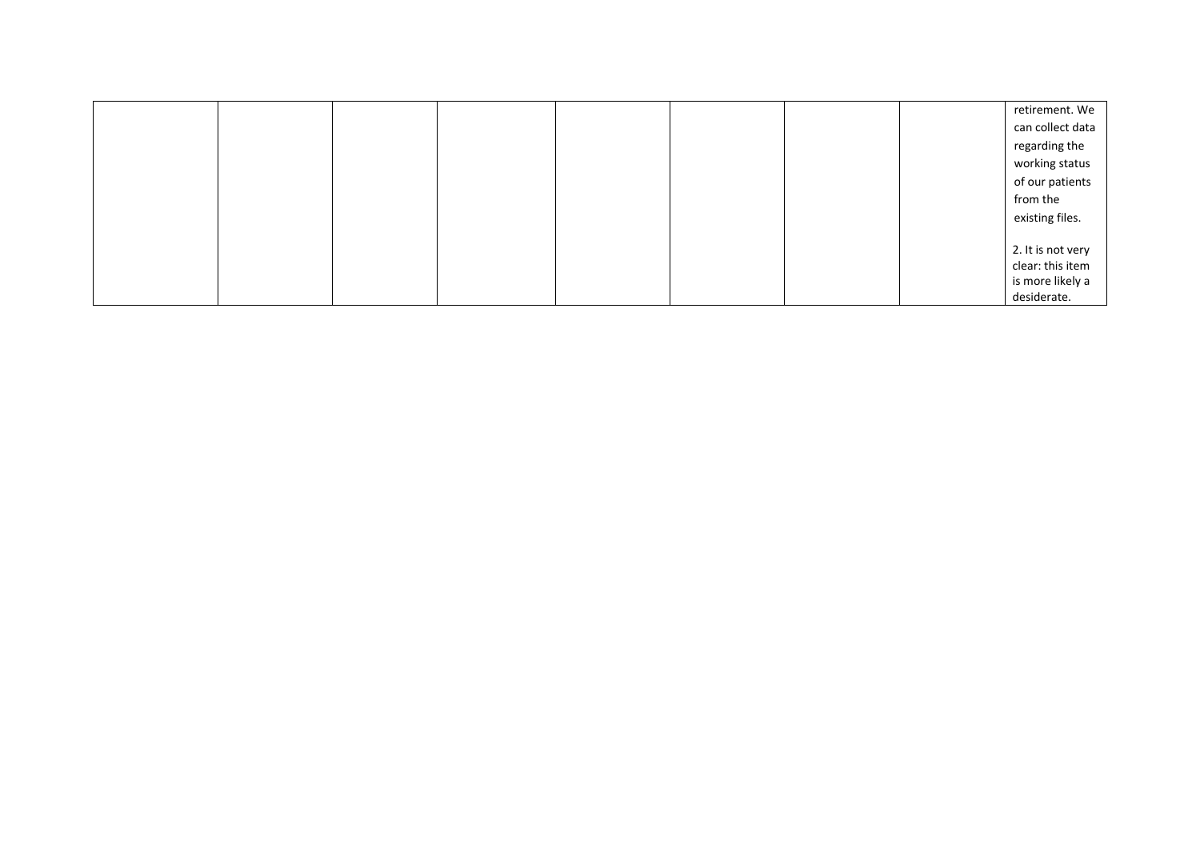| | | | | | | | | |
|---|---|---|---|---|---|---|---|---|
| | | | | | | | | retirement. We can collect data regarding the working status of our patients from the existing files.<br><br>2. It is not very clear: this item is more likely a desiderate. |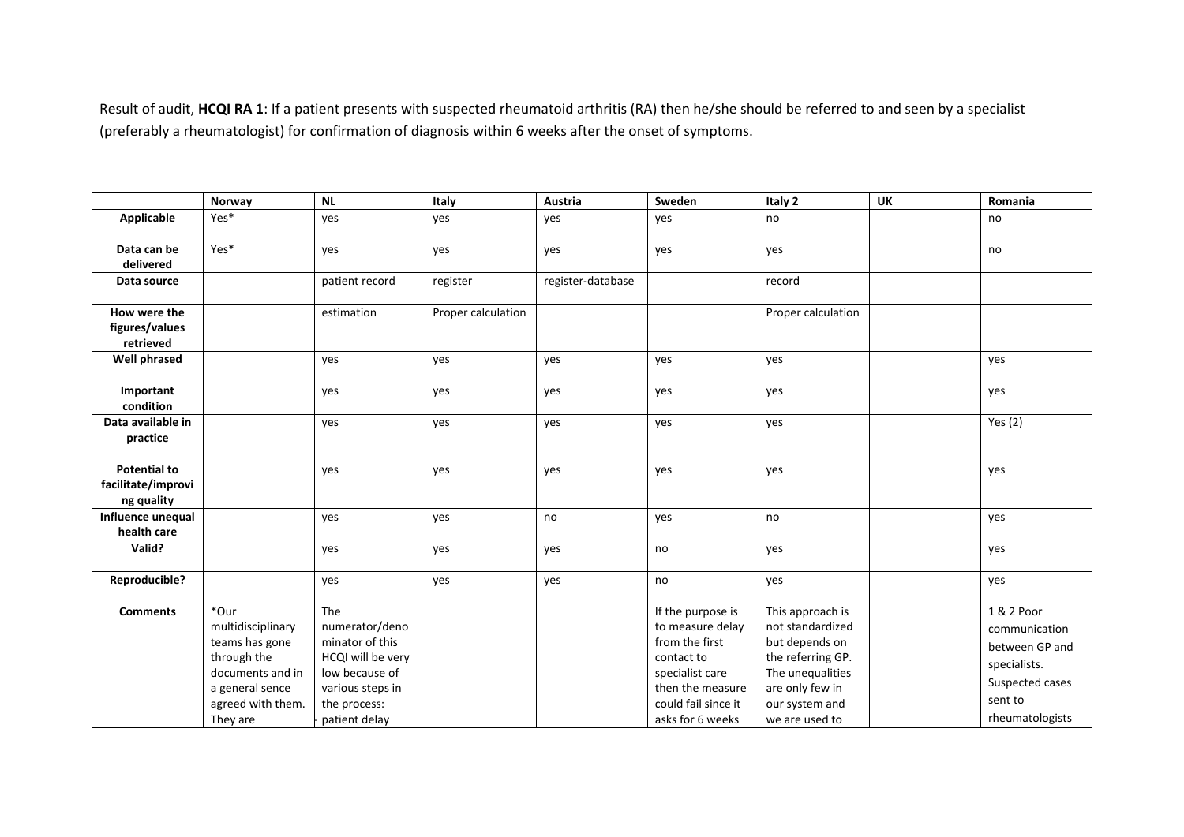Result of audit, **HCQI RA 1**: If a patient presents with suspected rheumatoid arthritis (RA) then he/she should be referred to and seen by a specialist (preferably a rheumatologist) for confirmation of diagnosis within 6 weeks after the onset of symptoms.

| | Norway | NL | Italy | Austria | Sweden | Italy 2 | UK | Romania |
|---|---|---|---|---|---|---|---|---|
| **Applicable** | Yes* | yes | yes | yes | yes | no | | no |
| **Data can be delivered** | Yes* | yes | yes | yes | yes | yes | | no |
| **Data source** | | patient record | register | register-database | | record | | |
| **How were the figures/values retrieved** | | estimation | Proper calculation | | | Proper calculation | | |
| **Well phrased** | | yes | yes | yes | yes | yes | | yes |
| **Important condition** | | yes | yes | yes | yes | yes | | yes |
| **Data available in practice** | | yes | yes | yes | yes | yes | | Yes (2) |
| **Potential to facilitate/improving quality** | | yes | yes | yes | yes | yes | | yes |
| **Influence unequal health care** | | yes | yes | no | yes | no | | yes |
| **Valid?** | | yes | yes | yes | no | yes | | yes |
| **Reproducible?** | | yes | yes | yes | no | yes | | yes |
| **Comments** | *Our multidisciplinary teams has gone through the documents and in a general sence agreed with them. They are | The numerator/denominator of this HCQI will be very low because of various steps in the process: - patient delay | | | If the purpose is to measure delay from the first contact to specialist care then the measure could fail since it asks for 6 weeks | This approach is not standardized but depends on the referring GP. The unequalities are only few in our system and we are used to | | 1 & 2 Poor communication between GP and specialists. Suspected cases sent to rheumatologists |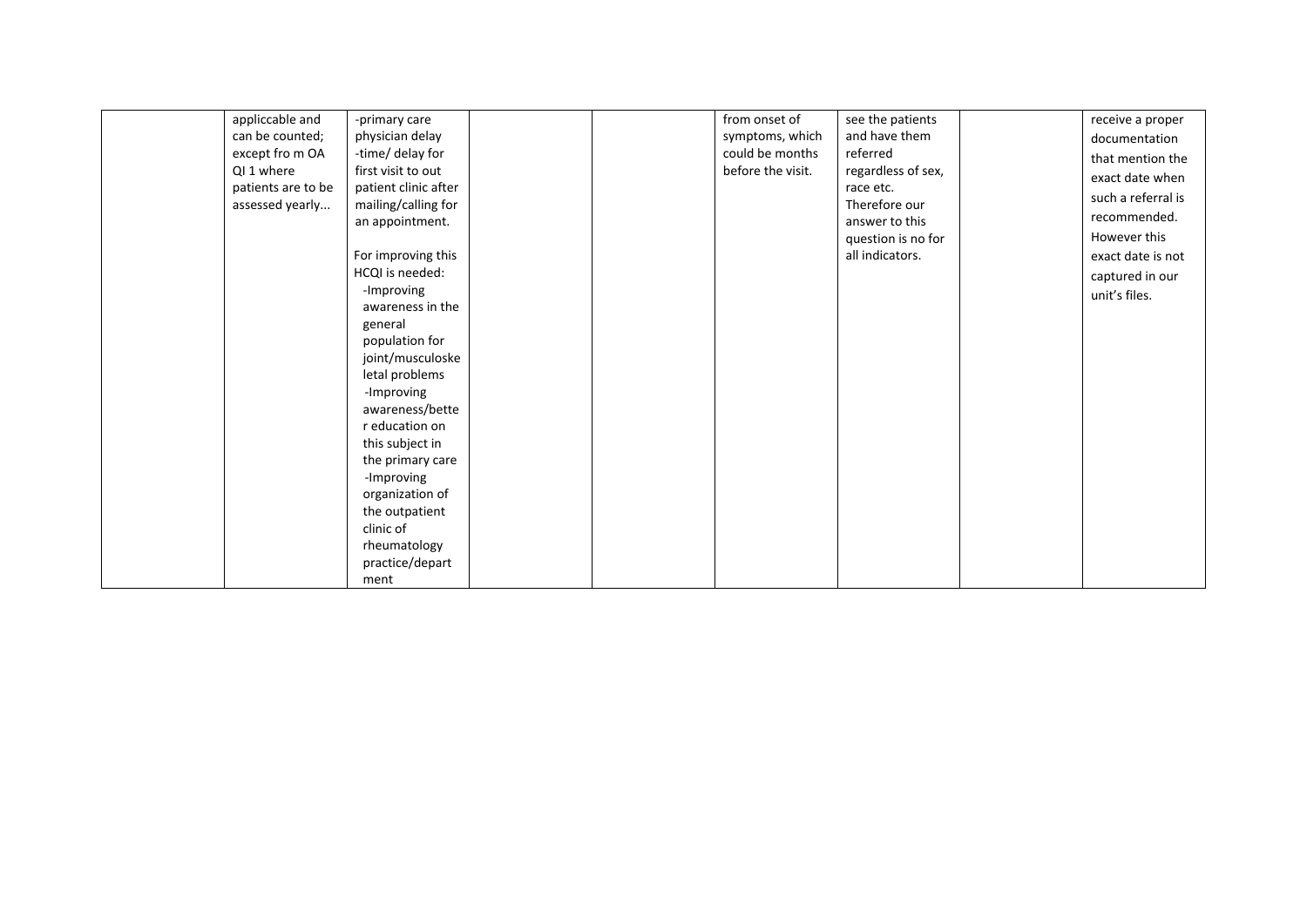| | | | | | | | | |
|---|---|---|---|---|---|---|---|---|
| | appliccable and can be counted; except fro m OA QI 1 where patients are to be assessed yearly... | -primary care physician delay<br>-time/ delay for first visit to out patient clinic after mailing/calling for an appointment.<br><br>For improving this HCQI is needed:<br>-Improving awareness in the general population for joint/musculoskeletal problems<br>-Improving awareness/better education on this subject in the primary care<br>-Improving organization of the outpatient clinic of rheumatology practice/department | | | from onset of symptoms, which could be months before the visit. | see the patients and have them referred regardless of sex, race etc. Therefore our answer to this question is no for all indicators. | | receive a proper documentation that mention the exact date when such a referral is recommended. However this exact date is not captured in our unit's files. |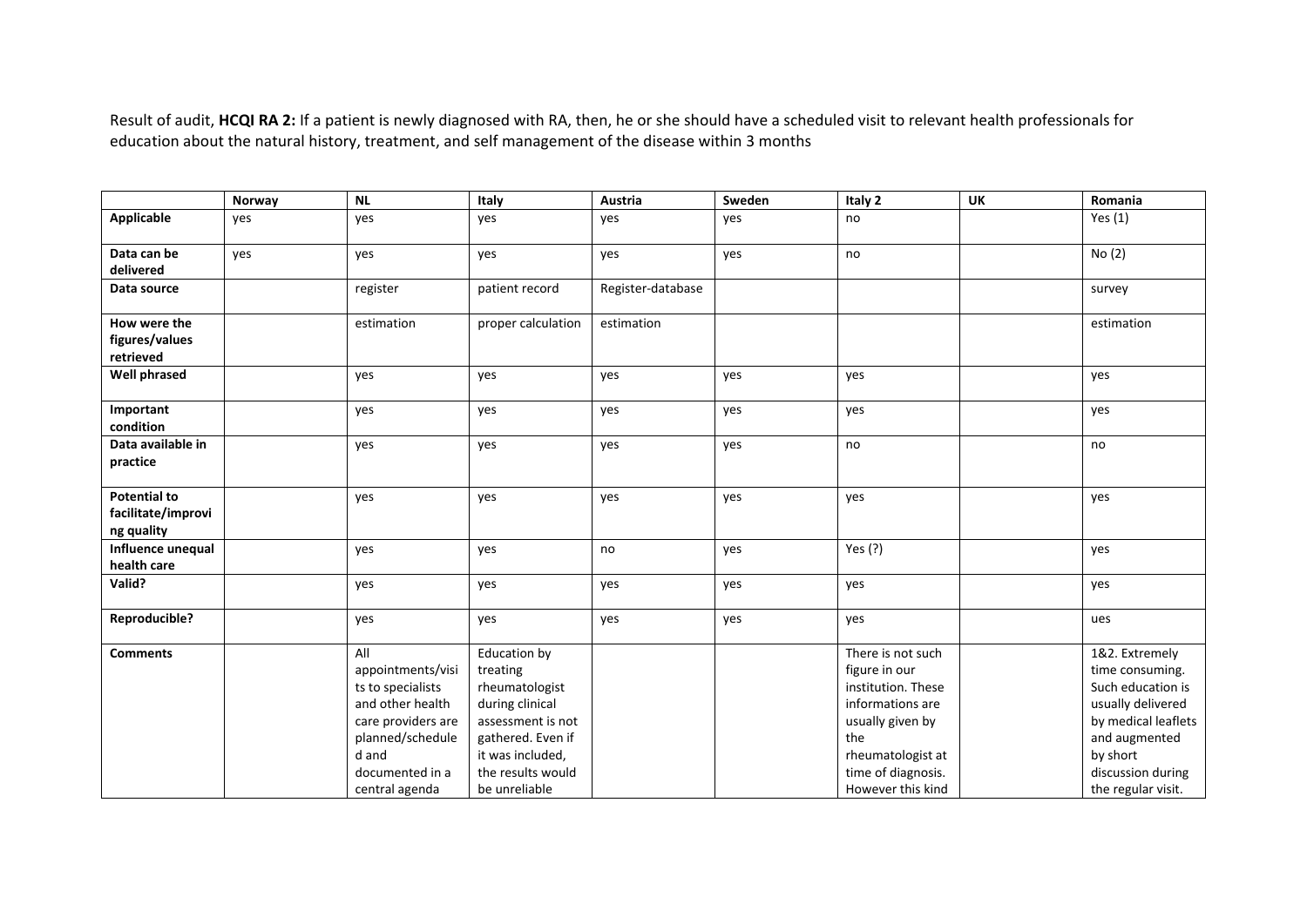Result of audit, **HCQI RA 2:** If a patient is newly diagnosed with RA, then, he or she should have a scheduled visit to relevant health professionals for education about the natural history, treatment, and self management of the disease within 3 months

| | Norway | NL | Italy | Austria | Sweden | Italy 2 | UK | Romania |
|---|---|---|---|---|---|---|---|---|
| **Applicable** | yes | yes | yes | yes | yes | no | | Yes (1) |
| **Data can be delivered** | yes | yes | yes | yes | yes | no | | No (2) |
| **Data source** | | register | patient record | Register-database | | | | survey |
| **How were the figures/values retrieved** | | estimation | proper calculation | estimation | | | | estimation |
| **Well phrased** | | yes | yes | yes | yes | yes | | yes |
| **Important condition** | | yes | yes | yes | yes | yes | | yes |
| **Data available in practice** | | yes | yes | yes | yes | no | | no |
| **Potential to facilitate/improving quality** | | yes | yes | yes | yes | yes | | yes |
| **Influence unequal health care** | | yes | yes | no | yes | Yes (?) | | yes |
| **Valid?** | | yes | yes | yes | yes | yes | | yes |
| **Reproducible?** | | yes | yes | yes | yes | yes | | ues |
| **Comments** | | All appointments/visits to specialists and other health care providers are planned/scheduled and documented in a central agenda | Education by treating rheumatologist during clinical assessment is not gathered. Even if it was included, the results would be unreliable | | | There is not such figure in our institution. These informations are usually given by the rheumatologist at time of diagnosis. However this kind | | 1&2. Extremely time consuming. Such education is usually delivered by medical leaflets and augmented by short discussion during the regular visit. |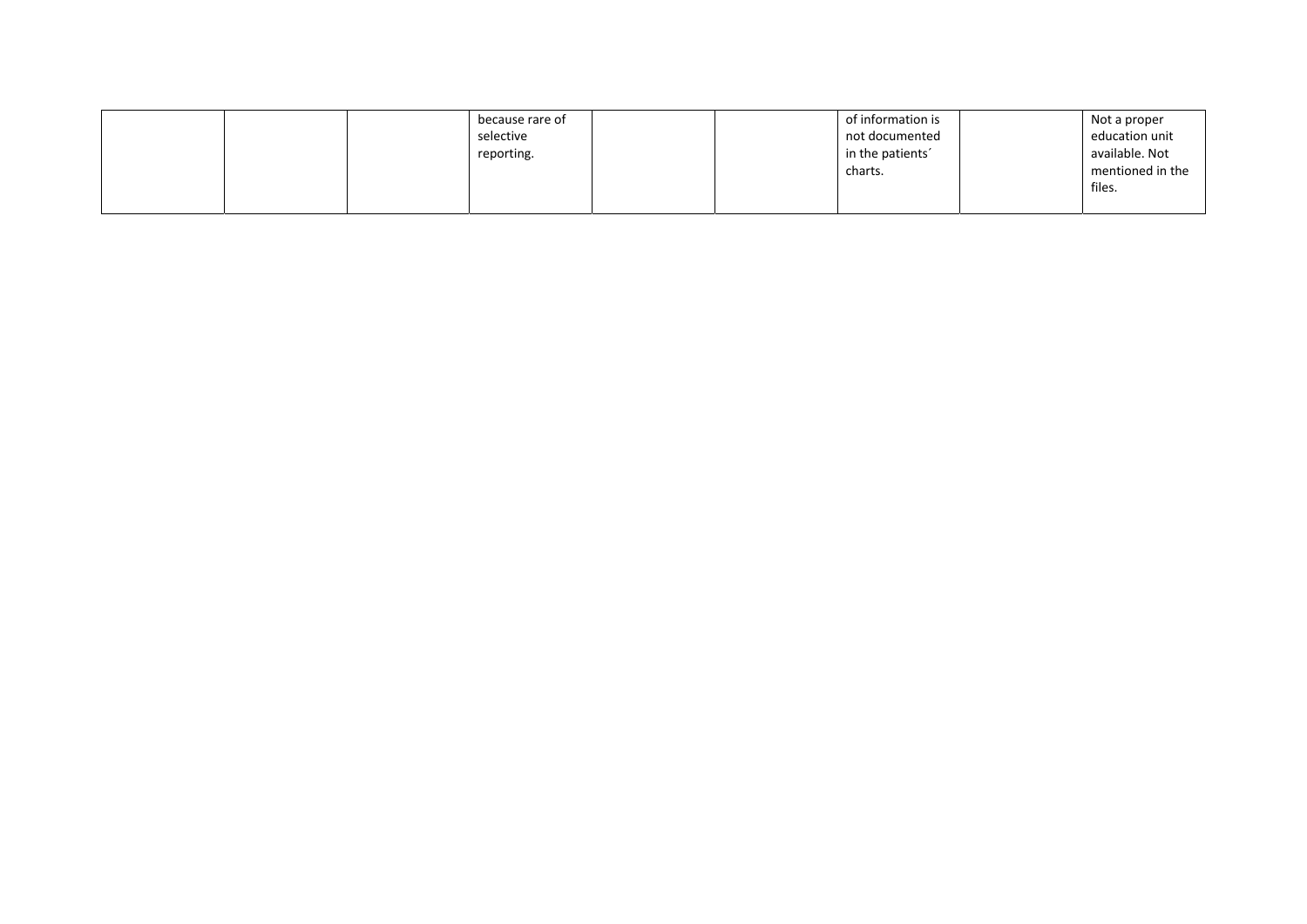| | | | | | | | | |
|---|---|---|---|---|---|---|---|---|
| | | | because rare of selective reporting. | | | of information is not documented in the patients´ charts. | | Not a proper education unit available. Not mentioned in the files. |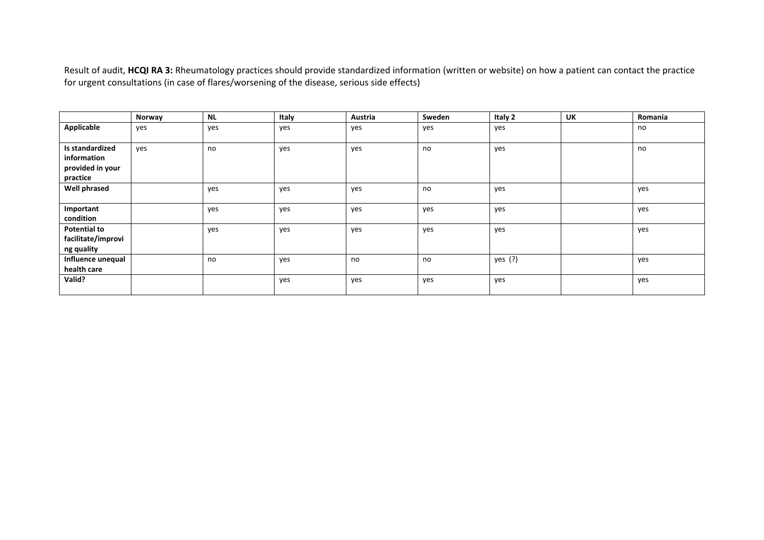Result of audit, **HCQI RA 3:** Rheumatology practices should provide standardized information (written or website) on how a patient can contact the practice for urgent consultations (in case of flares/worsening of the disease, serious side effects)

| | Norway | NL | Italy | Austria | Sweden | Italy 2 | UK | Romania |
|---|---|---|---|---|---|---|---|---|
| **Applicable** | yes | yes | yes | yes | yes | yes | | no |
| **Is standardized information provided in your practice** | yes | no | yes | yes | no | yes | | no |
| **Well phrased** | | yes | yes | yes | no | yes | | yes |
| **Important condition** | | yes | yes | yes | yes | yes | | yes |
| **Potential to facilitate/improving quality** | | yes | yes | yes | yes | yes | | yes |
| **Influence unequal health care** | | no | yes | no | no | yes (?) | | yes |
| **Valid?** | | | yes | yes | yes | yes | | yes |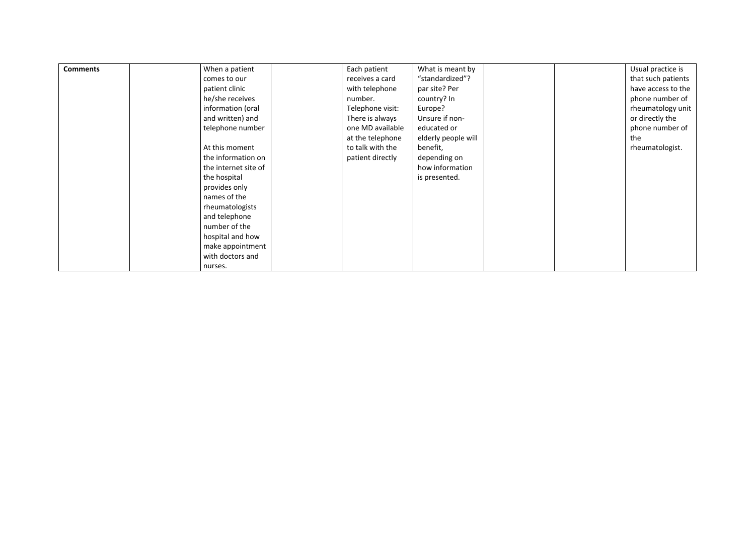| Comments | | When a patient comes to our patient clinic he/she receives information (oral and written) and telephone number<br><br>At this moment the information on the internet site of the hospital provides only names of the rheumatologists and telephone number of the hospital and how make appointment with doctors and nurses. | | Each patient receives a card with telephone number.<br>Telephone visit: There is always one MD available at the telephone to talk with the patient directly | What is meant by "standardized"? par site? Per country? In Europe?<br>Unsure if non-educated or elderly people will benefit, depending on how information is presented. | | | Usual practice is that such patients have access to the phone number of rheumatology unit or directly the phone number of the rheumatologist. |
|---|---|---|---|---|---|---|---|---|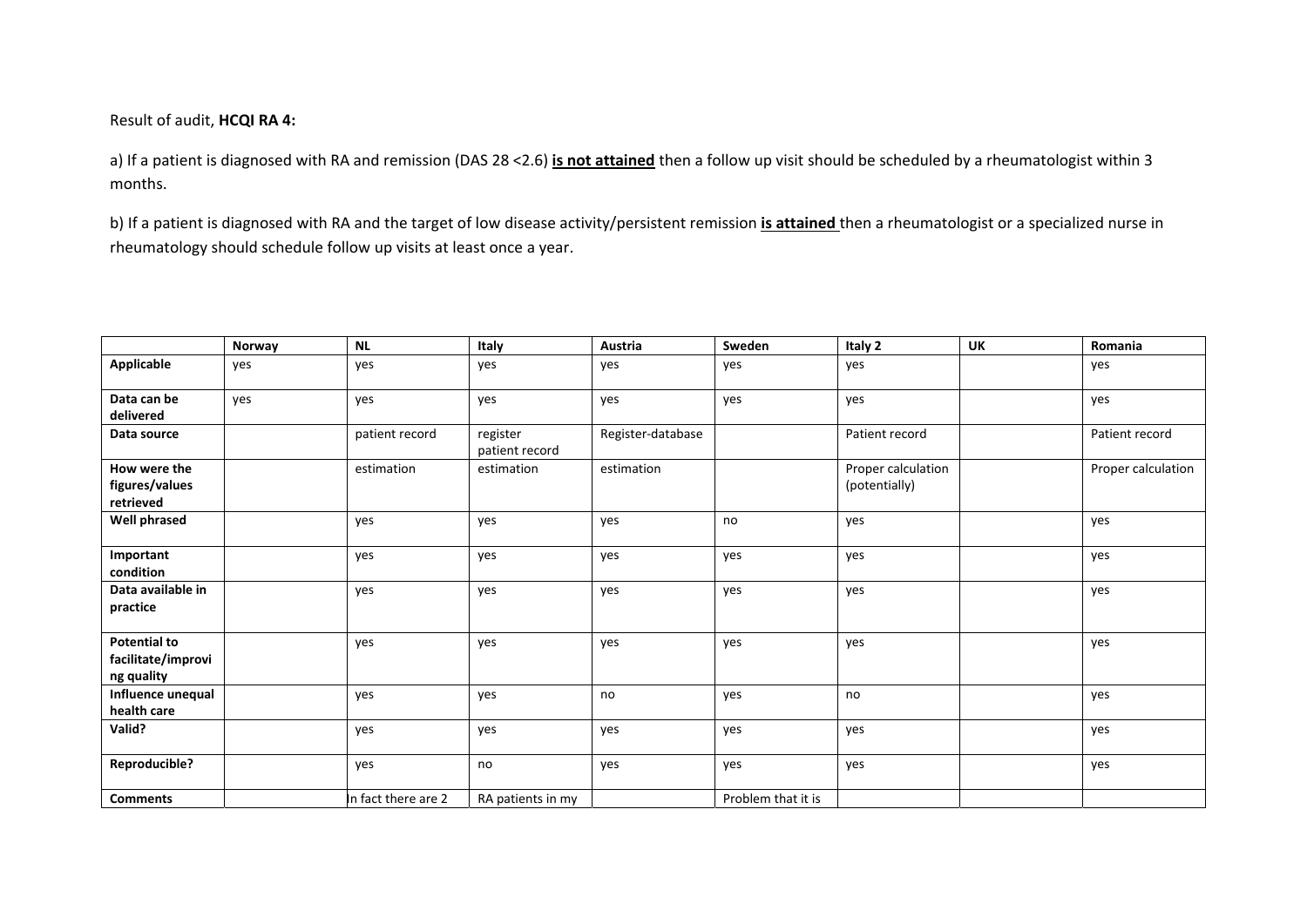Result of audit, **HCQI RA 4:**

a) If a patient is diagnosed with RA and remission (DAS 28 <2.6) **is not attained** then a follow up visit should be scheduled by a rheumatologist within 3 months.

b) If a patient is diagnosed with RA and the target of low disease activity/persistent remission **is attained** then a rheumatologist or a specialized nurse in rheumatology should schedule follow up visits at least once a year.

| | **Norway** | **NL** | **Italy** | **Austria** | **Sweden** | **Italy 2** | **UK** | **Romania** |
|---|---|---|---|---|---|---|---|---|
| **Applicable** | yes | yes | yes | yes | yes | yes | | yes |
| **Data can be delivered** | yes | yes | yes | yes | yes | yes | | yes |
| **Data source** | | patient record | register patient record | Register-database | | Patient record | | Patient record |
| **How were the figures/values retrieved** | | estimation | estimation | estimation | | Proper calculation (potentially) | | Proper calculation |
| **Well phrased** | | yes | yes | yes | no | yes | | yes |
| **Important condition** | | yes | yes | yes | yes | yes | | yes |
| **Data available in practice** | | yes | yes | yes | yes | yes | | yes |
| **Potential to facilitate/improving quality** | | yes | yes | yes | yes | yes | | yes |
| **Influence unequal health care** | | yes | yes | no | yes | no | | yes |
| **Valid?** | | yes | yes | yes | yes | yes | | yes |
| **Reproducible?** | | yes | no | yes | yes | yes | | yes |
| **Comments** | | In fact there are 2 | RA patients in my | | Problem that it is | | | |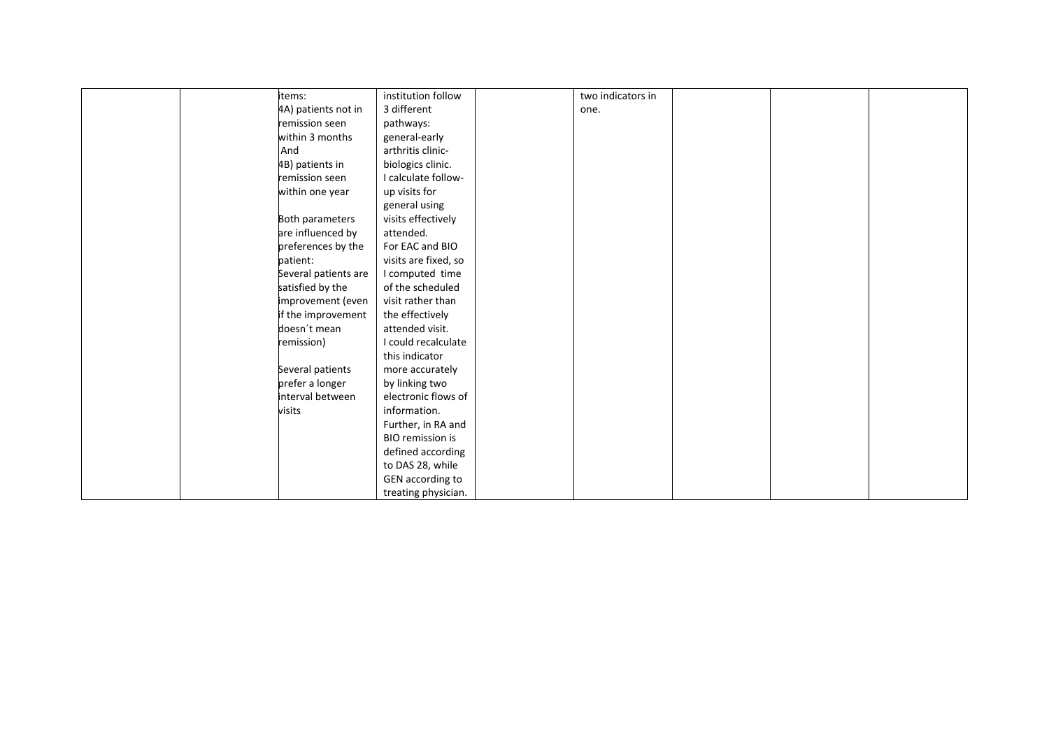|  |  | items:<br>4A) patients not in remission seen within 3 months<br>And<br>4B) patients in remission seen within one year<br><br>Both parameters are influenced by preferences by the patient:<br>Several patients are satisfied by the improvement (even if the improvement doesn´t mean remission)<br><br>Several patients prefer a longer interval between visits | institution follow 3 different pathways: general-early arthritis clinic-biologics clinic.<br>I calculate follow-up visits for general using visits effectively attended.<br>For EAC and BIO visits are fixed, so I computed time of the scheduled visit rather than the effectively attended visit.<br>I could recalculate this indicator more accurately by linking two electronic flows of information.<br>Further, in RA and BIO remission is defined according to DAS 28, while GEN according to treating physician. |  | two indicators in one. |  |  |  |
|---|---|---|---|---|---|---|---|---|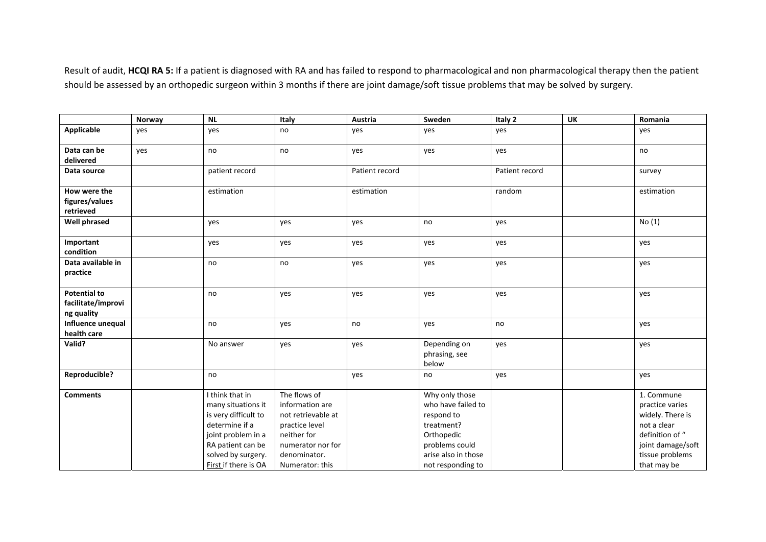Result of audit, **HCQI RA 5:** If a patient is diagnosed with RA and has failed to respond to pharmacological and non pharmacological therapy then the patient should be assessed by an orthopedic surgeon within 3 months if there are joint damage/soft tissue problems that may be solved by surgery.

| | Norway | NL | Italy | Austria | Sweden | Italy 2 | UK | Romania |
|---|---|---|---|---|---|---|---|---|
| **Applicable** | yes | yes | no | yes | yes | yes | | yes |
| **Data can be delivered** | yes | no | no | yes | yes | yes | | no |
| **Data source** | | patient record | | Patient record | | Patient record | | survey |
| **How were the figures/values retrieved** | | estimation | | estimation | | random | | estimation |
| **Well phrased** | | yes | yes | yes | no | yes | | No (1) |
| **Important condition** | | yes | yes | yes | yes | yes | | yes |
| **Data available in practice** | | no | no | yes | yes | yes | | yes |
| **Potential to facilitate/improving quality** | | no | yes | yes | yes | yes | | yes |
| **Influence unequal health care** | | no | yes | no | yes | no | | yes |
| **Valid?** | | No answer | yes | yes | Depending on phrasing, see below | yes | | yes |
| **Reproducible?** | | no | | yes | no | yes | | yes |
| **Comments** | | I think that in many situations it is very difficult to determine if a joint problem in a RA patient can be solved by surgery. First if there is OA | The flows of information are not retrievable at practice level neither for numerator nor for denominator. Numerator: this | | Why only those who have failed to respond to treatment? Orthopedic problems could arise also in those not responding to | | | 1. Commune practice varies widely. There is not a clear definition of " joint damage/soft tissue problems that may be |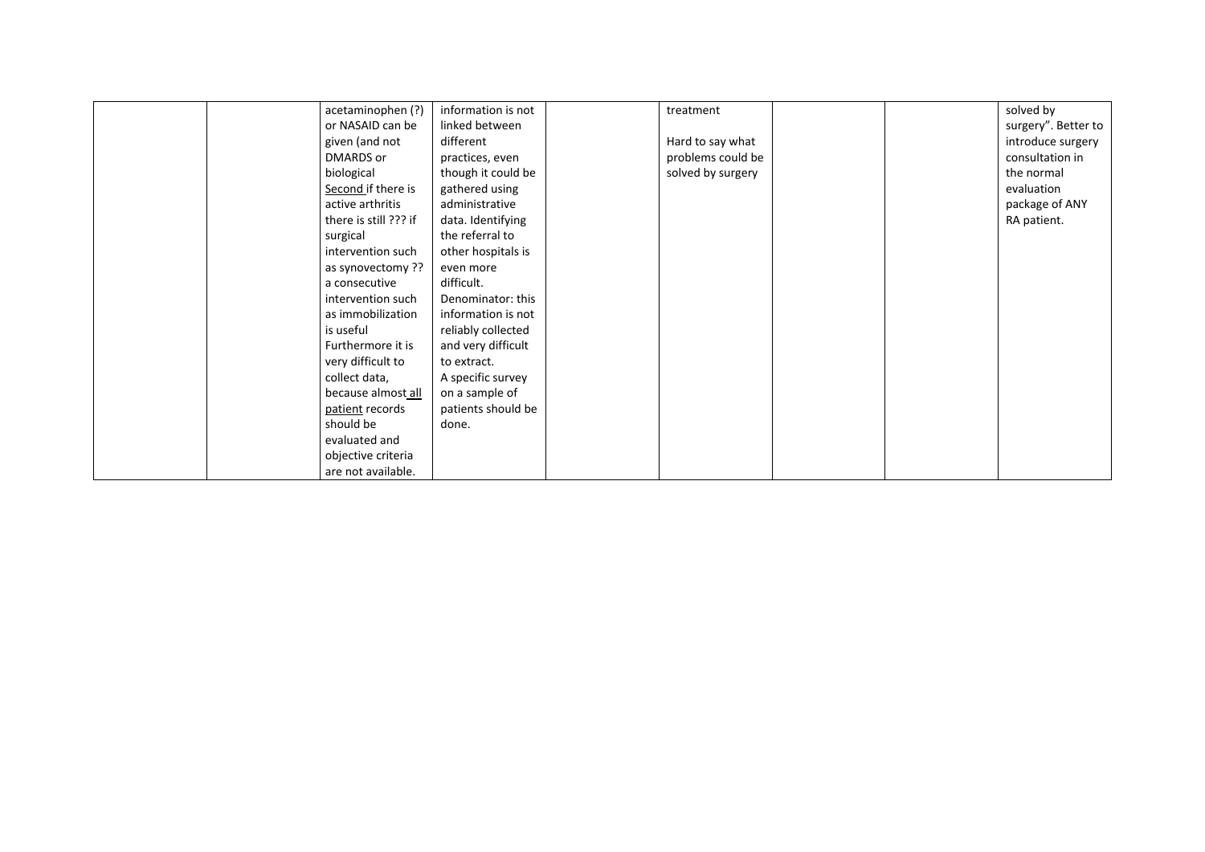| | | | | | | | | |
|---|---|---|---|---|---|---|---|---|
| | | acetaminophen (?) or NASAID can be given (and not DMARDS or biological Second if there is active arthritis there is still ??? if surgical intervention such as synovectomy ?? a consecutive intervention such as immobilization is useful Furthermore it is very difficult to collect data, because almost all patient records should be evaluated and objective criteria are not available. | information is not linked between different practices, even though it could be gathered using administrative data. Identifying the referral to other hospitals is even more difficult. Denominator: this information is not reliably collected and very difficult to extract. A specific survey on a sample of patients should be done. | | treatment<br><br>Hard to say what problems could be solved by surgery | | | solved by surgery". Better to introduce surgery consultation in the normal evaluation package of ANY RA patient. |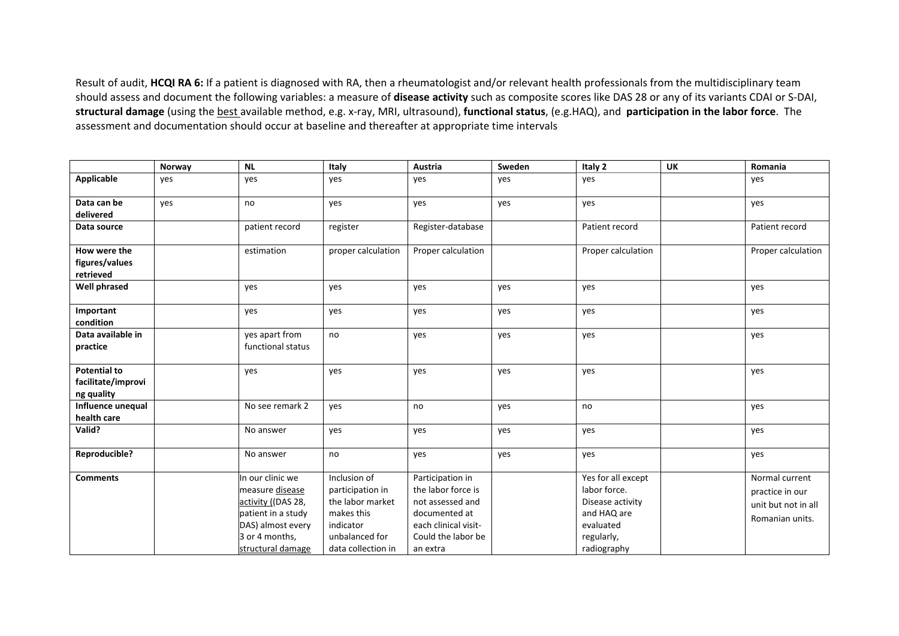Result of audit, **HCQI RA 6:** If a patient is diagnosed with RA, then a rheumatologist and/or relevant health professionals from the multidisciplinary team should assess and document the following variables: a measure of **disease activity** such as composite scores like DAS 28 or any of its variants CDAI or S-DAI, **structural damage** (using the best available method, e.g. x-ray, MRI, ultrasound), **functional status**, (e.g.HAQ), and **participation in the labor force**. The assessment and documentation should occur at baseline and thereafter at appropriate time intervals

| | Norway | NL | Italy | Austria | Sweden | Italy 2 | UK | Romania |
|---|---|---|---|---|---|---|---|---|
| **Applicable** | yes | yes | yes | yes | yes | yes | | yes |
| **Data can be delivered** | yes | no | yes | yes | yes | yes | | yes |
| **Data source** | | patient record | register | Register-database | | Patient record | | Patient record |
| **How were the figures/values retrieved** | | estimation | proper calculation | Proper calculation | | Proper calculation | | Proper calculation |
| **Well phrased** | | yes | yes | yes | yes | yes | | yes |
| **Important condition** | | yes | yes | yes | yes | yes | | yes |
| **Data available in practice** | | yes apart from functional status | no | yes | yes | yes | | yes |
| **Potential to facilitate/improving quality** | | yes | yes | yes | yes | yes | | yes |
| **Influence unequal health care** | | No see remark 2 | yes | no | yes | no | | yes |
| **Valid?** | | No answer | yes | yes | yes | yes | | yes |
| **Reproducible?** | | No answer | no | yes | yes | yes | | yes |
| **Comments** | | In our clinic we measure disease activity ((DAS 28, patient in a study DAS) almost every 3 or 4 months, structural damage | Inclusion of participation in the labor market makes this indicator unbalanced for data collection in | Participation in the labor force is not assessed and documented at each clinical visit- Could the labor be an extra | | Yes for all except labor force. Disease activity and HAQ are evaluated regularly, radiography | | Normal current practice in our unit but not in all Romanian units. |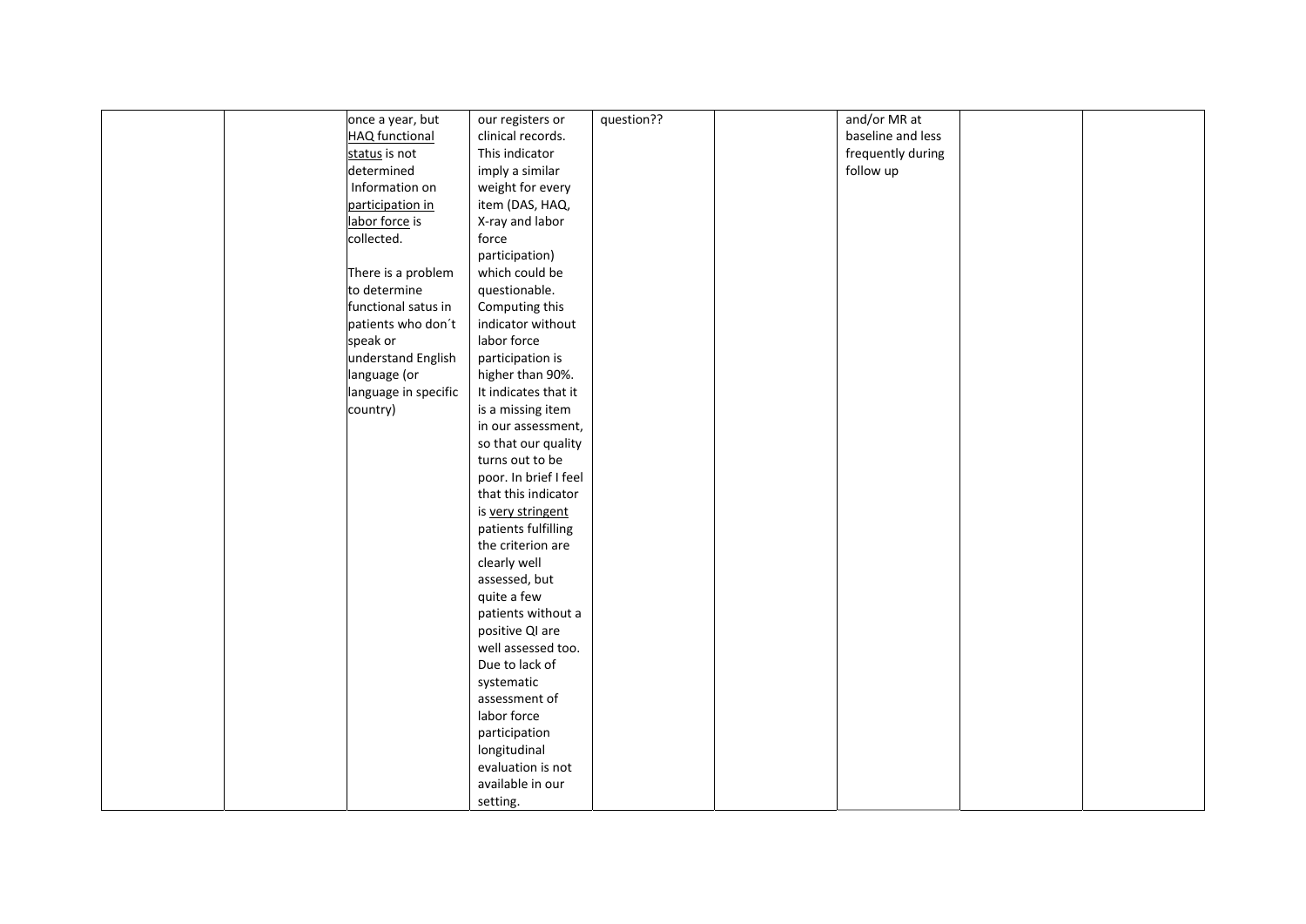|  |  |  |  |  |  |  |  |  |
|---|---|---|---|---|---|---|---|---|
|  |  | once a year, but HAQ functional status is not determined Information on participation in labor force is collected.<br><br>There is a problem to determine functional satus in patients who don´t speak or understand English language (or language in specific country) | our registers or clinical records. This indicator imply a similar weight for every item (DAS, HAQ, X-ray and labor force participation) which could be questionable. Computing this indicator without labor force participation is higher than 90%. It indicates that it is a missing item in our assessment, so that our quality turns out to be poor. In brief I feel that this indicator is very stringent patients fulfilling the criterion are clearly well assessed, but quite a few patients without a positive QI are well assessed too. Due to lack of systematic assessment of labor force participation longitudinal evaluation is not available in our setting. | question?? |  | and/or MR at baseline and less frequently during follow up |  |  |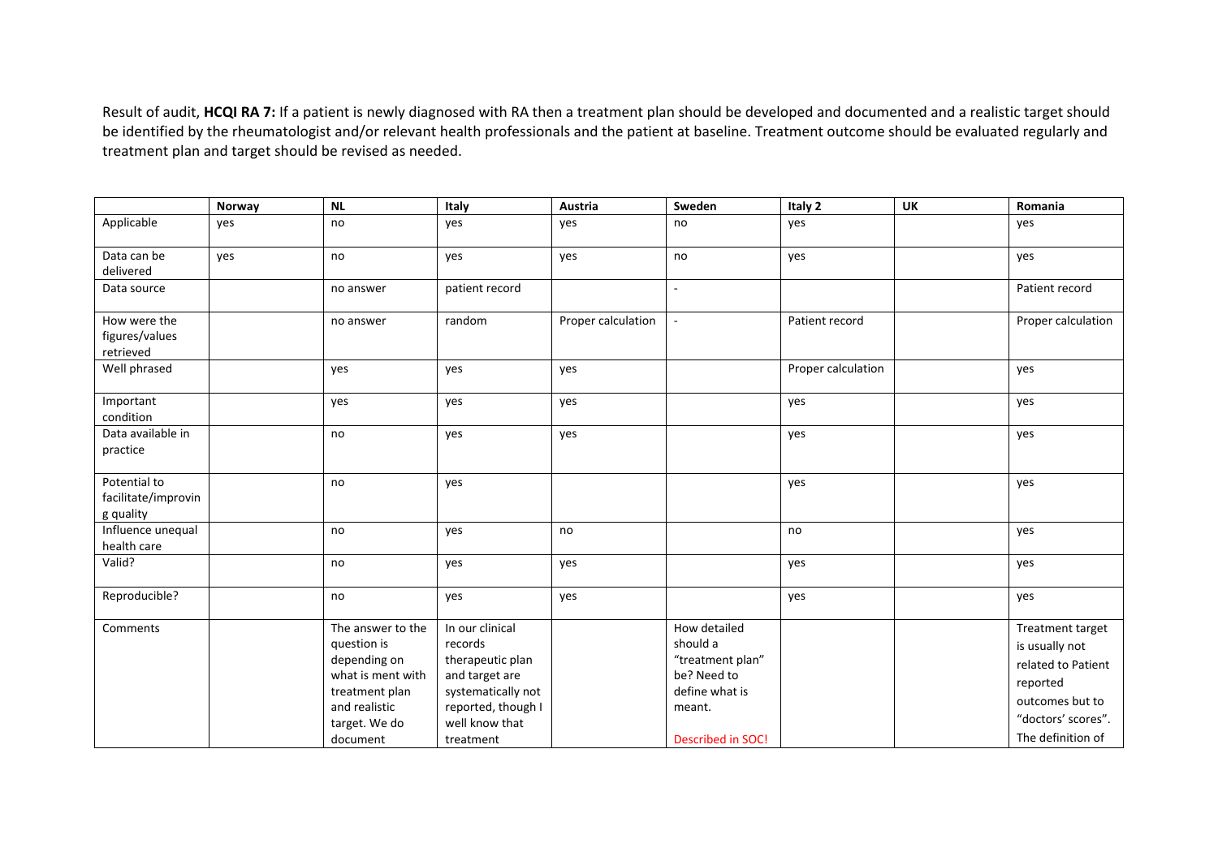Result of audit, **HCQI RA 7:** If a patient is newly diagnosed with RA then a treatment plan should be developed and documented and a realistic target should be identified by the rheumatologist and/or relevant health professionals and the patient at baseline. Treatment outcome should be evaluated regularly and treatment plan and target should be revised as needed.

| | Norway | NL | Italy | Austria | Sweden | Italy 2 | UK | Romania |
|---|---|---|---|---|---|---|---|---|
| Applicable | yes | no | yes | yes | no | yes | | yes |
| Data can be delivered | yes | no | yes | yes | no | yes | | yes |
| Data source | | no answer | patient record | | - | | | Patient record |
| How were the figures/values retrieved | | no answer | random | Proper calculation | - | Patient record | | Proper calculation |
| Well phrased | | yes | yes | yes | | Proper calculation | | yes |
| Important condition | | yes | yes | yes | | yes | | yes |
| Data available in practice | | no | yes | yes | | yes | | yes |
| Potential to facilitate/improving quality | | no | yes | | | yes | | yes |
| Influence unequal health care | | no | yes | no | | no | | yes |
| Valid? | | no | yes | yes | | yes | | yes |
| Reproducible? | | no | yes | yes | | yes | | yes |
| Comments | | The answer to the question is depending on what is ment with treatment plan and realistic target. We do document | In our clinical records therapeutic plan and target are systematically not reported, though I well know that treatment | | How detailed should a "treatment plan" be? Need to define what is meant. Described in SOC! | | | Treatment target is usually not related to Patient reported outcomes but to "doctors' scores". The definition of |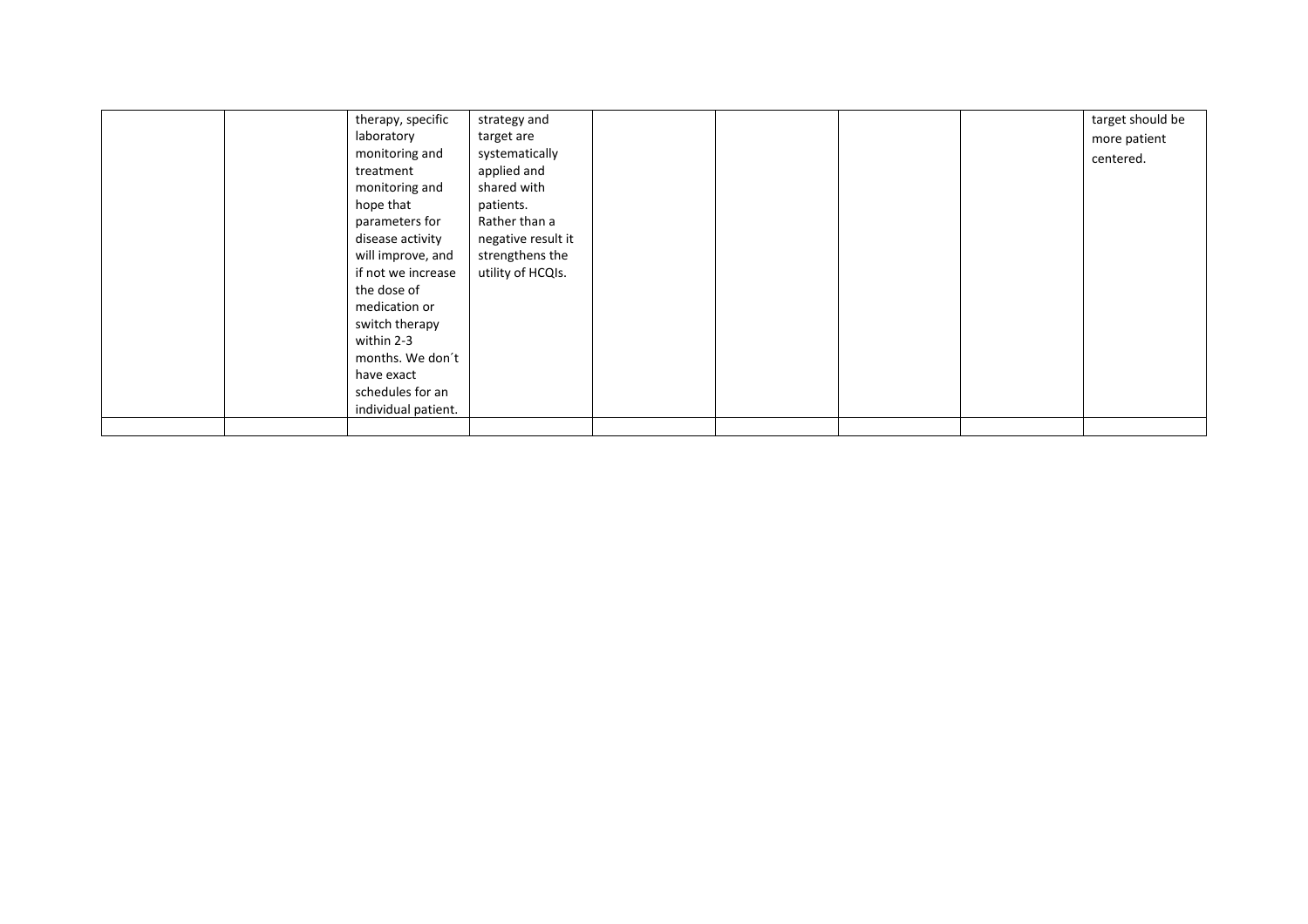|  |  |  |  |  |  |  |  |  |
|---|---|---|---|---|---|---|---|---|
|  |  | therapy, specific laboratory monitoring and treatment monitoring and hope that parameters for disease activity will improve, and if not we increase the dose of medication or switch therapy within 2-3 months. We don´t have exact schedules for an individual patient. | strategy and target are systematically applied and shared with patients. Rather than a negative result it strengthens the utility of HCQIs. |  |  |  |  | target should be more patient centered. |
|  |  |  |  |  |  |  |  |  |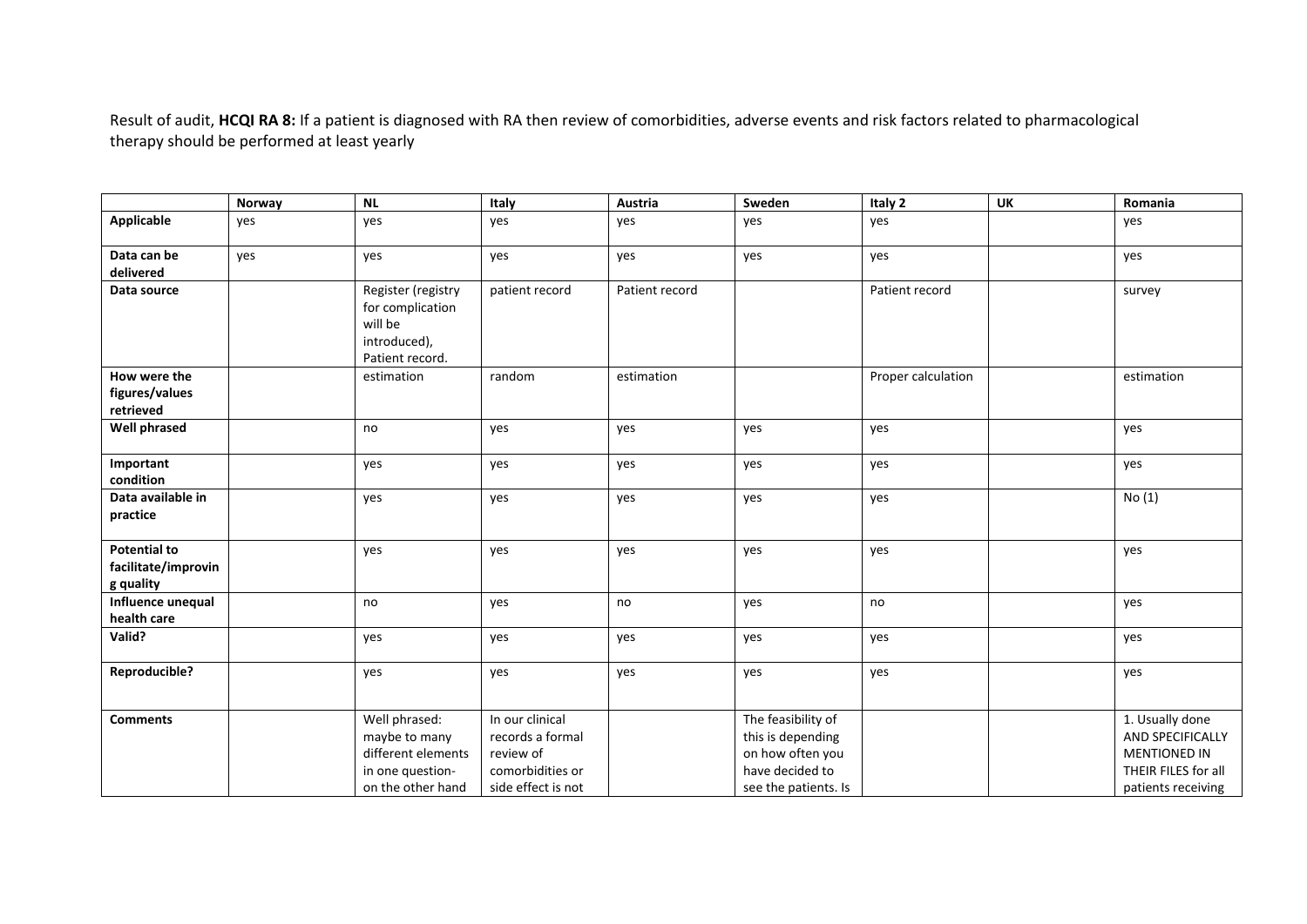Result of audit, **HCQI RA 8:** If a patient is diagnosed with RA then review of comorbidities, adverse events and risk factors related to pharmacological therapy should be performed at least yearly

| | Norway | NL | Italy | Austria | Sweden | Italy 2 | UK | Romania |
|---|---|---|---|---|---|---|---|---|
| **Applicable** | yes | yes | yes | yes | yes | yes | | yes |
| **Data can be delivered** | yes | yes | yes | yes | yes | yes | | yes |
| **Data source** | | Register (registry for complication will be introduced), Patient record. | patient record | Patient record | | Patient record | | survey |
| **How were the figures/values retrieved** | | estimation | random | estimation | | Proper calculation | | estimation |
| **Well phrased** | | no | yes | yes | yes | yes | | yes |
| **Important condition** | | yes | yes | yes | yes | yes | | yes |
| **Data available in practice** | | yes | yes | yes | yes | yes | | No (1) |
| **Potential to facilitate/improving quality** | | yes | yes | yes | yes | yes | | yes |
| **Influence unequal health care** | | no | yes | no | yes | no | | yes |
| **Valid?** | | yes | yes | yes | yes | yes | | yes |
| **Reproducible?** | | yes | yes | yes | yes | yes | | yes |
| **Comments** | | Well phrased: maybe to many different elements in one question- on the other hand | In our clinical records a formal review of comorbidities or side effect is not | | The feasibility of this is depending on how often you have decided to see the patients. Is | | | 1. Usually done AND SPECIFICALLY MENTIONED IN THEIR FILES for all patients receiving |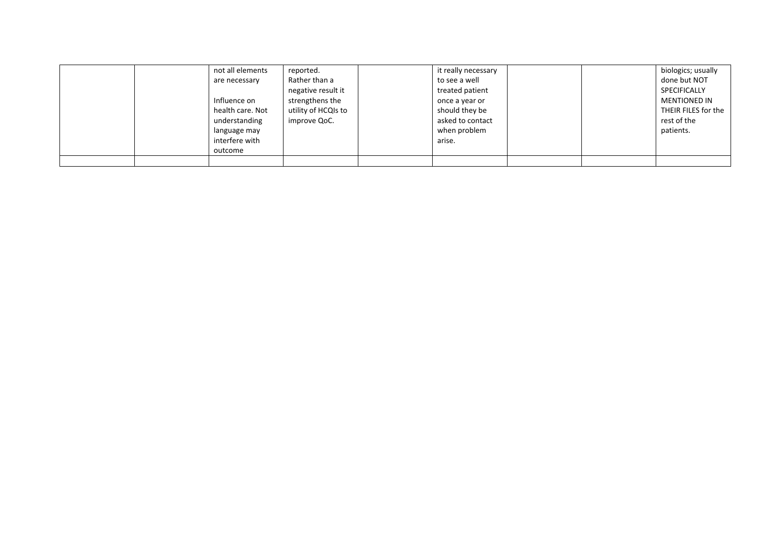| | | | | | | | | |
|---|---|---|---|---|---|---|---|---|
| | | not all elements are necessary<br><br>Influence on health care. Not understanding language may interfere with outcome | reported. Rather than a negative result it strengthens the utility of HCQIs to improve QoC. | | it really necessary to see a well treated patient once a year or should they be asked to contact when problem arise. | | | biologics; usually done but NOT SPECIFICALLY MENTIONED IN THEIR FILES for the rest of the patients. |
| | | | | | | | | |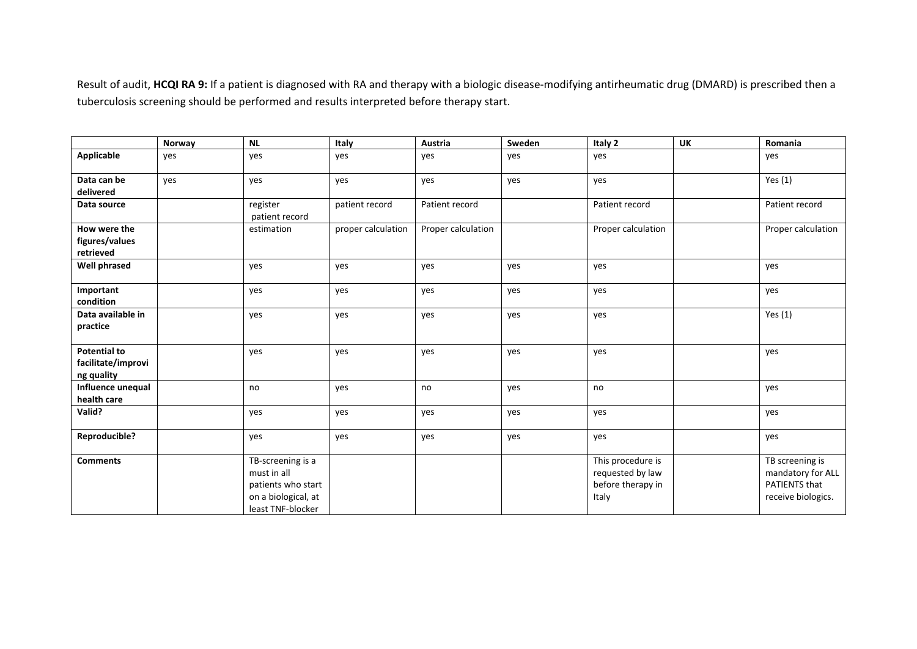Result of audit, **HCQI RA 9:** If a patient is diagnosed with RA and therapy with a biologic disease-modifying antirheumatic drug (DMARD) is prescribed then a tuberculosis screening should be performed and results interpreted before therapy start.

| | Norway | NL | Italy | Austria | Sweden | Italy 2 | UK | Romania |
|---|---|---|---|---|---|---|---|---|
| **Applicable** | yes | yes | yes | yes | yes | yes | | yes |
| **Data can be delivered** | yes | yes | yes | yes | yes | yes | | Yes (1) |
| **Data source** | | register patient record | patient record | Patient record | | Patient record | | Patient record |
| **How were the figures/values retrieved** | | estimation | proper calculation | Proper calculation | | Proper calculation | | Proper calculation |
| **Well phrased** | | yes | yes | yes | yes | yes | | yes |
| **Important condition** | | yes | yes | yes | yes | yes | | yes |
| **Data available in practice** | | yes | yes | yes | yes | yes | | Yes (1) |
| **Potential to facilitate/improving quality** | | yes | yes | yes | yes | yes | | yes |
| **Influence unequal health care** | | no | yes | no | yes | no | | yes |
| **Valid?** | | yes | yes | yes | yes | yes | | yes |
| **Reproducible?** | | yes | yes | yes | yes | yes | | yes |
| **Comments** | | TB-screening is a must in all patients who start on a biological, at least TNF-blocker | | | | This procedure is requested by law before therapy in Italy | | TB screening is mandatory for ALL PATIENTS that receive biologics. |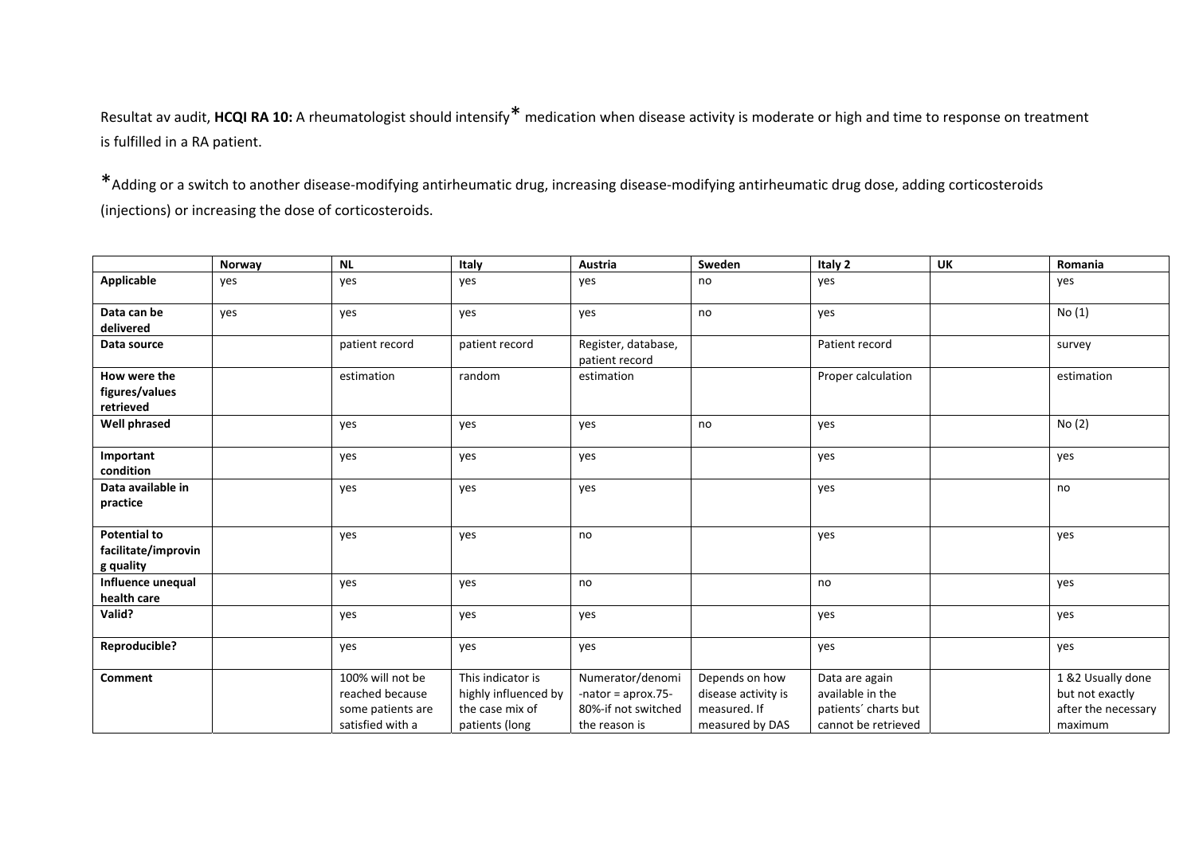Resultat av audit, **HCQI RA 10:** A rheumatologist should intensify* medication when disease activity is moderate or high and time to response on treatment is fulfilled in a RA patient.

*Adding or a switch to another disease-modifying antirheumatic drug, increasing disease-modifying antirheumatic drug dose, adding corticosteroids (injections) or increasing the dose of corticosteroids.

| | Norway | NL | Italy | Austria | Sweden | Italy 2 | UK | Romania |
|---|---|---|---|---|---|---|---|---|
| **Applicable** | yes | yes | yes | yes | no | yes | | yes |
| **Data can be delivered** | yes | yes | yes | yes | no | yes | | No (1) |
| **Data source** | | patient record | patient record | Register, database, patient record | | Patient record | | survey |
| **How were the figures/values retrieved** | | estimation | random | estimation | | Proper calculation | | estimation |
| **Well phrased** | | yes | yes | yes | no | yes | | No (2) |
| **Important condition** | | yes | yes | yes | | yes | | yes |
| **Data available in practice** | | yes | yes | yes | | yes | | no |
| **Potential to facilitate/improving quality** | | yes | yes | no | | yes | | yes |
| **Influence unequal health care** | | yes | yes | no | | no | | yes |
| **Valid?** | | yes | yes | yes | | yes | | yes |
| **Reproducible?** | | yes | yes | yes | | yes | | yes |
| **Comment** | | 100% will not be reached because some patients are satisfied with a | This indicator is highly influenced by the case mix of patients (long | Numerator/denomi -nator = aprox.75-80%-if not switched the reason is | Depends on how disease activity is measured. If measured by DAS | Data are again available in the patients´ charts but cannot be retrieved | | 1 &2 Usually done but not exactly after the necessary maximum |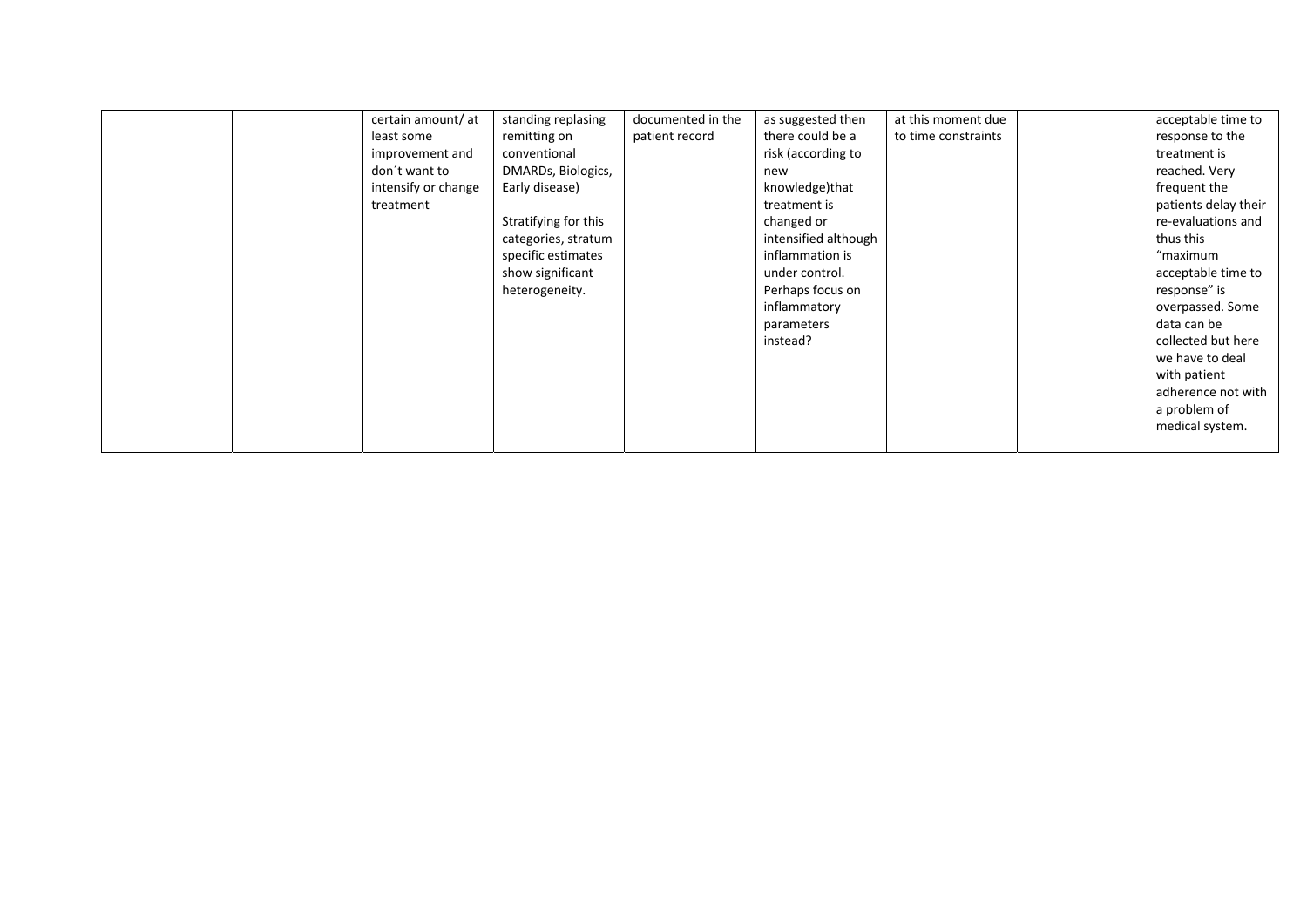| | | | | | | | | |
|---|---|---|---|---|---|---|---|---|
| | | certain amount/ at least some improvement and don´t want to intensify or change treatment | standing replasing remitting on conventional DMARDs, Biologics, Early disease)<br><br>Stratifying for this categories, stratum specific estimates show significant heterogeneity. | documented in the patient record | as suggested then there could be a risk (according to new knowledge)that treatment is changed or intensified although inflammation is under control. Perhaps focus on inflammatory parameters instead? | at this moment due to time constraints | | acceptable time to response to the treatment is reached. Very frequent the patients delay their re-evaluations and thus this "maximum acceptable time to response" is overpassed. Some data can be collected but here we have to deal with patient adherence not with a problem of medical system. |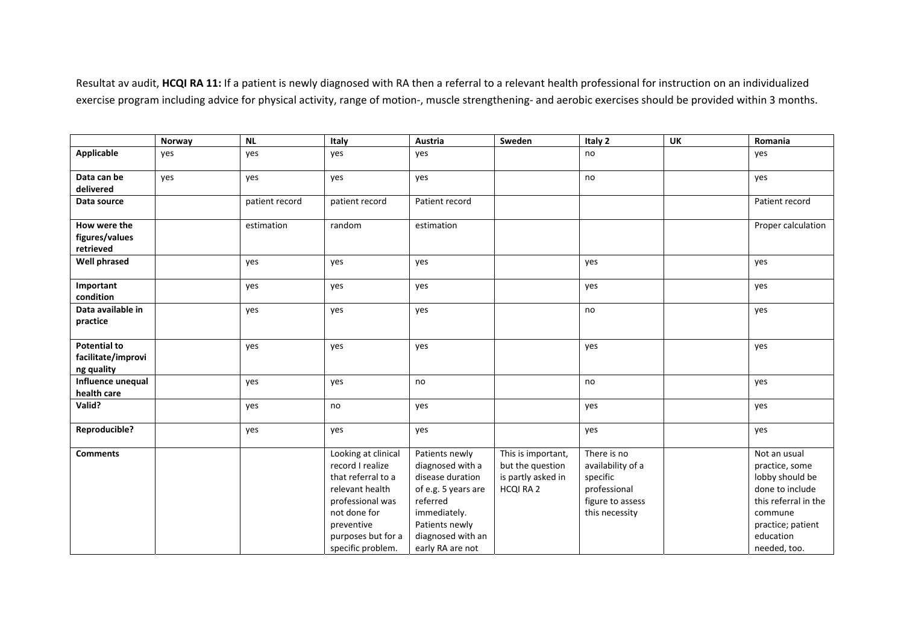Resultat av audit, **HCQI RA 11:** If a patient is newly diagnosed with RA then a referral to a relevant health professional for instruction on an individualized exercise program including advice for physical activity, range of motion-, muscle strengthening- and aerobic exercises should be provided within 3 months.

| | Norway | NL | Italy | Austria | Sweden | Italy 2 | UK | Romania |
|---|---|---|---|---|---|---|---|---|
| **Applicable** | yes | yes | yes | yes | | no | | yes |
| **Data can be delivered** | yes | yes | yes | yes | | no | | yes |
| **Data source** | | patient record | patient record | Patient record | | | | Patient record |
| **How were the figures/values retrieved** | | estimation | random | estimation | | | | Proper calculation |
| **Well phrased** | | yes | yes | yes | | yes | | yes |
| **Important condition** | | yes | yes | yes | | yes | | yes |
| **Data available in practice** | | yes | yes | yes | | no | | yes |
| **Potential to facilitate/improving quality** | | yes | yes | yes | | yes | | yes |
| **Influence unequal health care** | | yes | yes | no | | no | | yes |
| **Valid?** | | yes | no | yes | | yes | | yes |
| **Reproducible?** | | yes | yes | yes | | yes | | yes |
| **Comments** | | | Looking at clinical record I realize that referral to a relevant health professional was not done for preventive purposes but for a specific problem. | Patients newly diagnosed with a disease duration of e.g. 5 years are referred immediately. Patients newly diagnosed with an early RA are not | This is important, but the question is partly asked in HCQI RA 2 | There is no availability of a specific professional figure to assess this necessity | | Not an usual practice, some lobby should be done to include this referral in the commune practice; patient education needed, too. |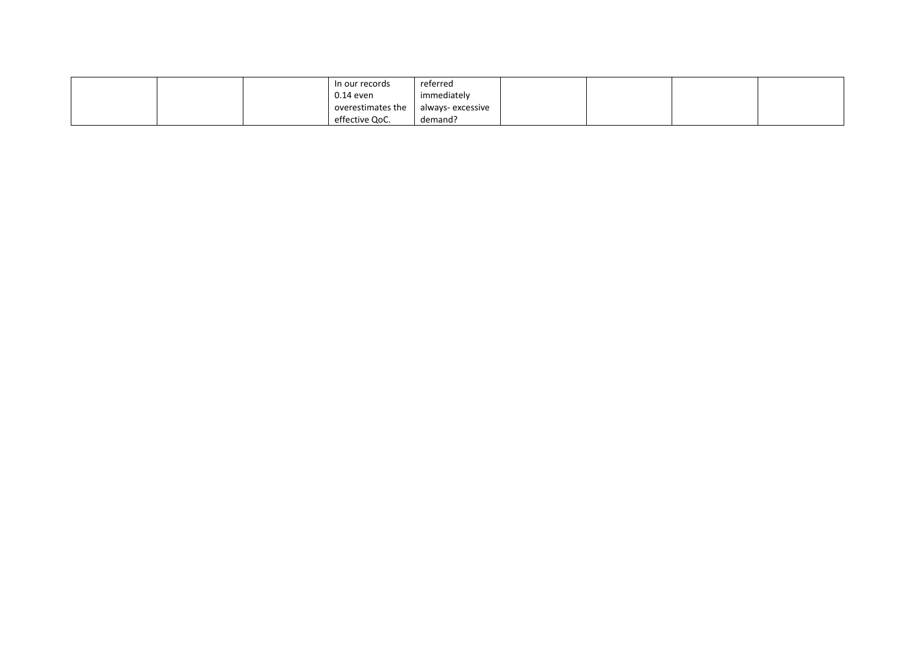| | | | | | | | | |
|---|---|---|---|---|---|---|---|---|
| | | | In our records 0.14 even overestimates the effective QoC. | referred immediately always- excessive demand? | | | | |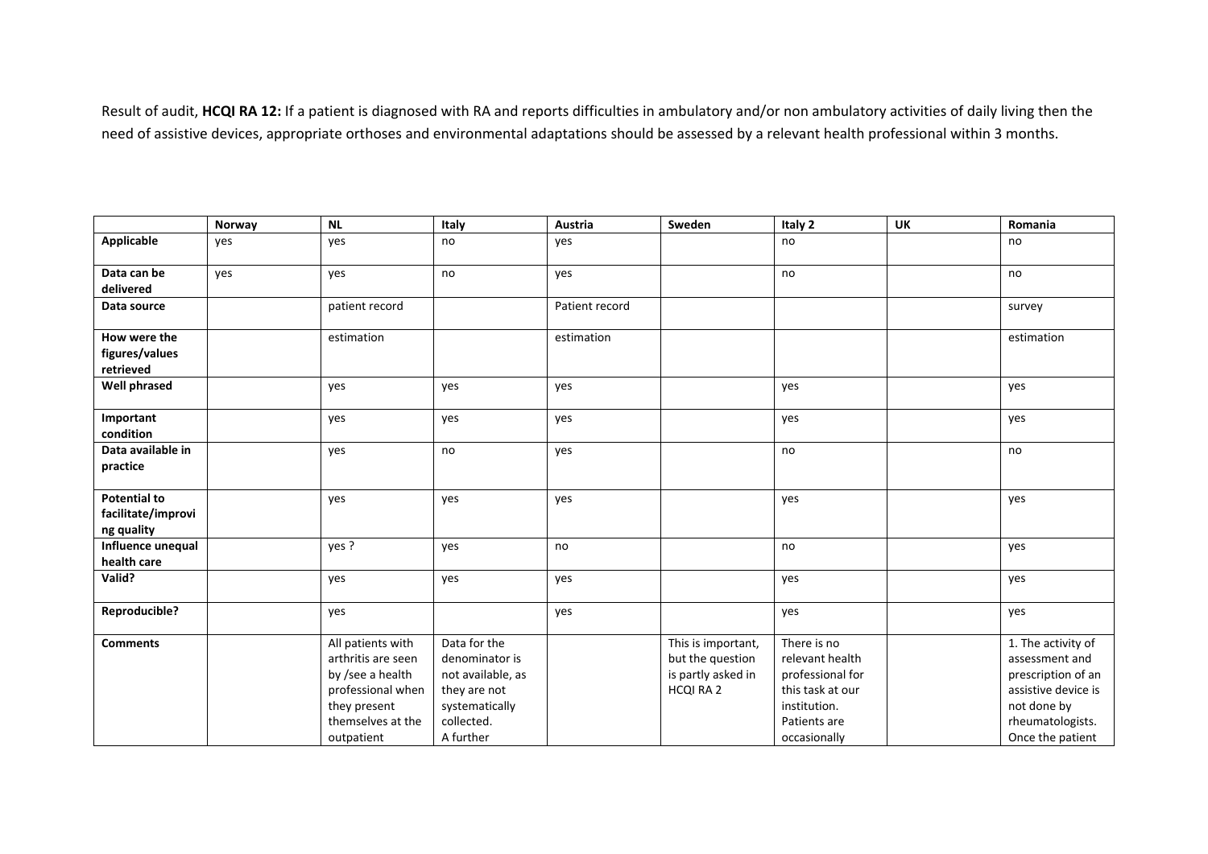Result of audit, **HCQI RA 12:** If a patient is diagnosed with RA and reports difficulties in ambulatory and/or non ambulatory activities of daily living then the need of assistive devices, appropriate orthoses and environmental adaptations should be assessed by a relevant health professional within 3 months.

| | Norway | NL | Italy | Austria | Sweden | Italy 2 | UK | Romania |
|---|---|---|---|---|---|---|---|---|
| **Applicable** | yes | yes | no | yes | | no | | no |
| **Data can be delivered** | yes | yes | no | yes | | no | | no |
| **Data source** | | patient record | | Patient record | | | | survey |
| **How were the figures/values retrieved** | | estimation | | estimation | | | | estimation |
| **Well phrased** | | yes | yes | yes | | yes | | yes |
| **Important condition** | | yes | yes | yes | | yes | | yes |
| **Data available in practice** | | yes | no | yes | | no | | no |
| **Potential to facilitate/improving quality** | | yes | yes | yes | | yes | | yes |
| **Influence unequal health care** | | yes ? | yes | no | | no | | yes |
| **Valid?** | | yes | yes | yes | | yes | | yes |
| **Reproducible?** | | yes | | yes | | yes | | yes |
| **Comments** | | All patients with arthritis are seen by /see a health professional when they present themselves at the outpatient | Data for the denominator is not available, as they are not systematically collected. A further | | This is important, but the question is partly asked in HCQI RA 2 | There is no relevant health professional for this task at our institution. Patients are occasionally | | 1. The activity of assessment and prescription of an assistive device is not done by rheumatologists. Once the patient |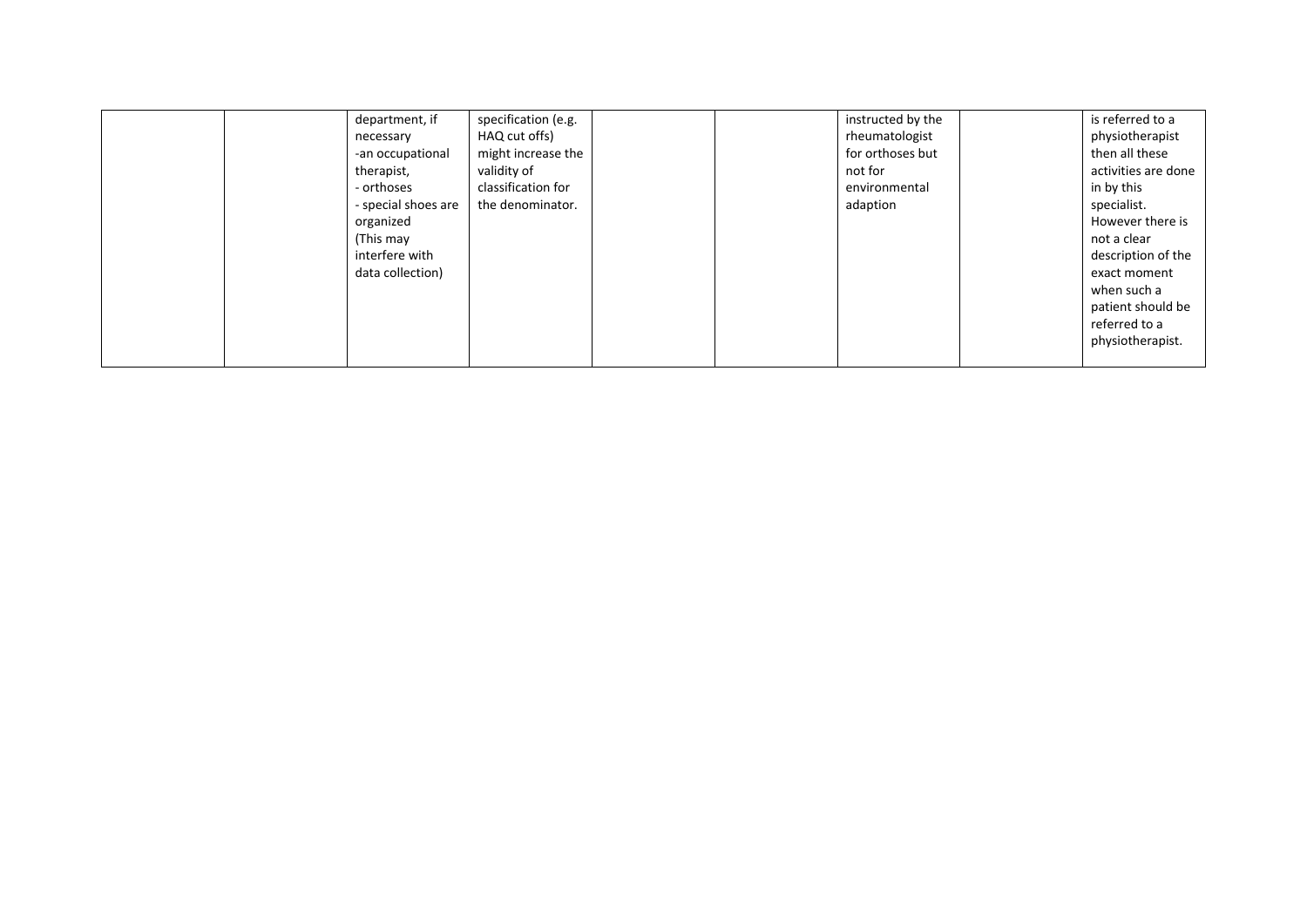| | | | | | | | | |
|---|---|---|---|---|---|---|---|---|
| | | department, if necessary<br>-an occupational therapist,<br>- orthoses<br>- special shoes are organized<br>(This may interfere with data collection) | specification (e.g. HAQ cut offs) might increase the validity of classification for the denominator. | | | instructed by the rheumatologist for orthoses but not for environmental adaption | | is referred to a physiotherapist then all these activities are done in by this specialist.<br>However there is not a clear description of the exact moment when such a patient should be referred to a physiotherapist. |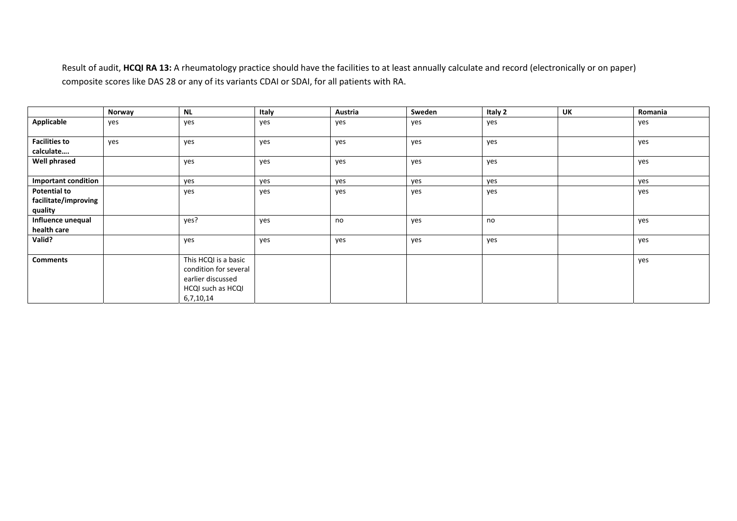Result of audit, **HCQI RA 13:** A rheumatology practice should have the facilities to at least annually calculate and record (electronically or on paper) composite scores like DAS 28 or any of its variants CDAI or SDAI, for all patients with RA.

| | Norway | NL | Italy | Austria | Sweden | Italy 2 | UK | Romania |
|---|---|---|---|---|---|---|---|---|
| **Applicable** | yes | yes | yes | yes | yes | yes | | yes |
| **Facilities to calculate….** | yes | yes | yes | yes | yes | yes | | yes |
| **Well phrased** | | yes | yes | yes | yes | yes | | yes |
| **Important condition** | | yes | yes | yes | yes | yes | | yes |
| **Potential to facilitate/improving quality** | | yes | yes | yes | yes | yes | | yes |
| **Influence unequal health care** | | yes? | yes | no | yes | no | | yes |
| **Valid?** | | yes | yes | yes | yes | yes | | yes |
| **Comments** | | This HCQI is a basic condition for several earlier discussed HCQI such as HCQI 6,7,10,14 | | | | | | yes |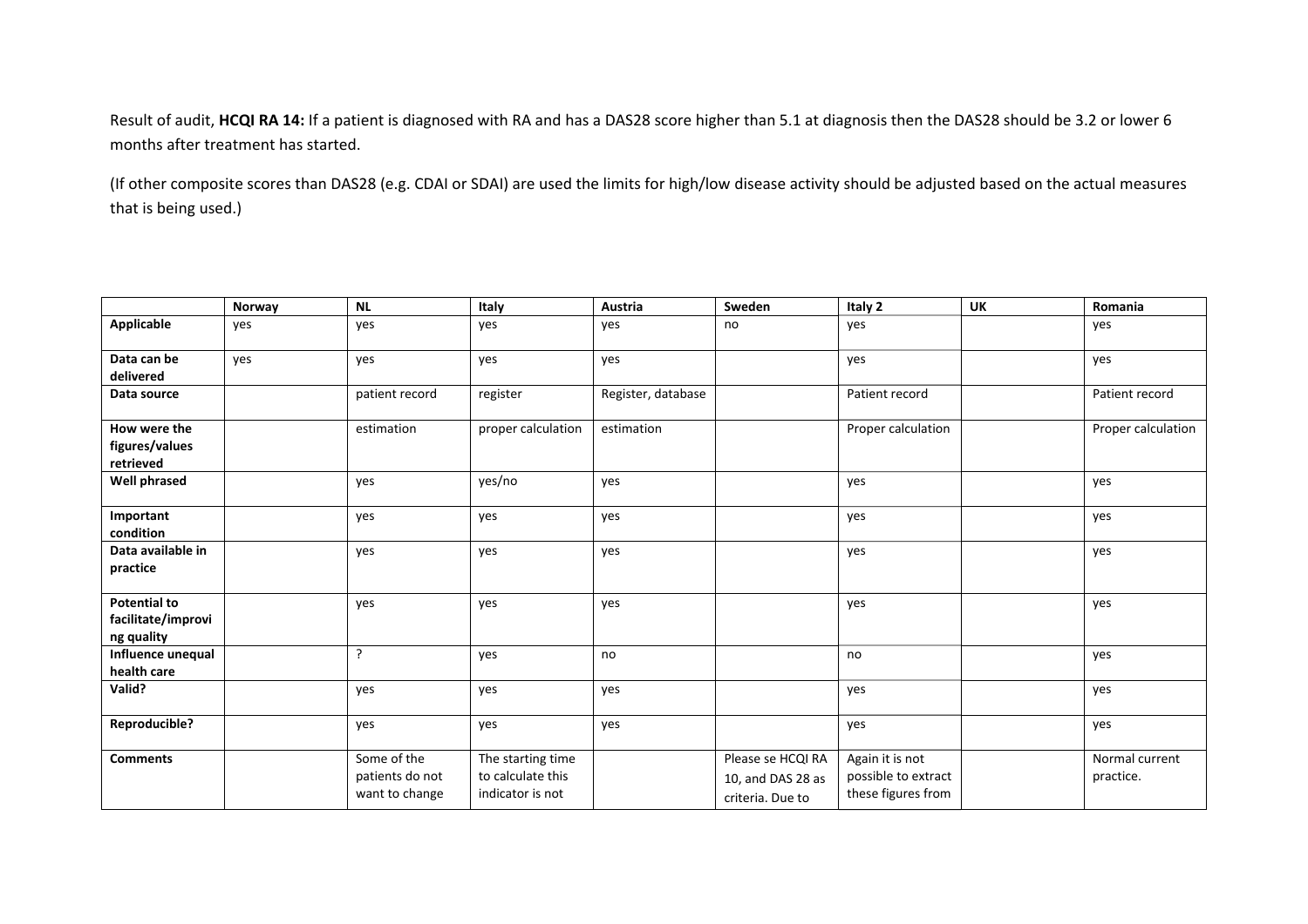Result of audit, **HCQI RA 14:** If a patient is diagnosed with RA and has a DAS28 score higher than 5.1 at diagnosis then the DAS28 should be 3.2 or lower 6 months after treatment has started.

(If other composite scores than DAS28 (e.g. CDAI or SDAI) are used the limits for high/low disease activity should be adjusted based on the actual measures that is being used.)

| | Norway | NL | Italy | Austria | Sweden | Italy 2 | UK | Romania |
|---|---|---|---|---|---|---|---|---|
| **Applicable** | yes | yes | yes | yes | no | yes | | yes |
| **Data can be delivered** | yes | yes | yes | yes | | yes | | yes |
| **Data source** | | patient record | register | Register, database | | Patient record | | Patient record |
| **How were the figures/values retrieved** | | estimation | proper calculation | estimation | | Proper calculation | | Proper calculation |
| **Well phrased** | | yes | yes/no | yes | | yes | | yes |
| **Important condition** | | yes | yes | yes | | yes | | yes |
| **Data available in practice** | | yes | yes | yes | | yes | | yes |
| **Potential to facilitate/improving quality** | | yes | yes | yes | | yes | | yes |
| **Influence unequal health care** | | ? | yes | no | | no | | yes |
| **Valid?** | | yes | yes | yes | | yes | | yes |
| **Reproducible?** | | yes | yes | yes | | yes | | yes |
| **Comments** | | Some of the patients do not want to change | The starting time to calculate this indicator is not | | Please se HCQI RA 10, and DAS 28 as criteria. Due to | Again it is not possible to extract these figures from | | Normal current practice. |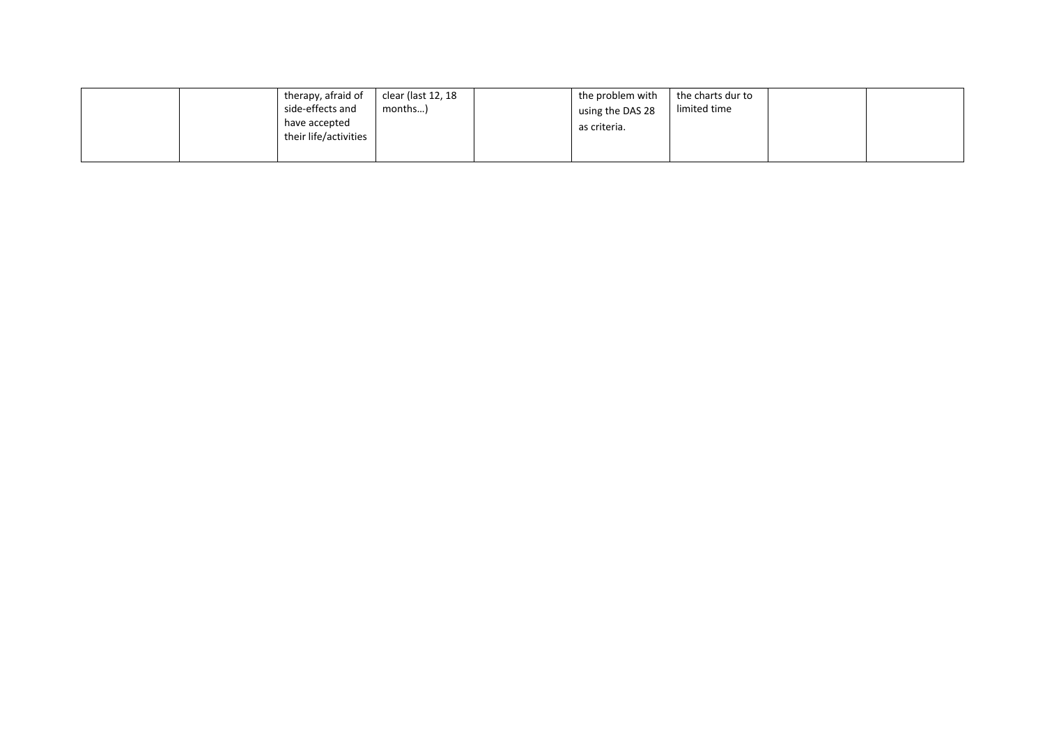| | | | | | | | | |
|---|---|---|---|---|---|---|---|---|
| | | therapy, afraid of side-effects and have accepted their life/activities | clear (last 12, 18 months…) | | the problem with using the DAS 28 as criteria. | the charts dur to limited time | | |